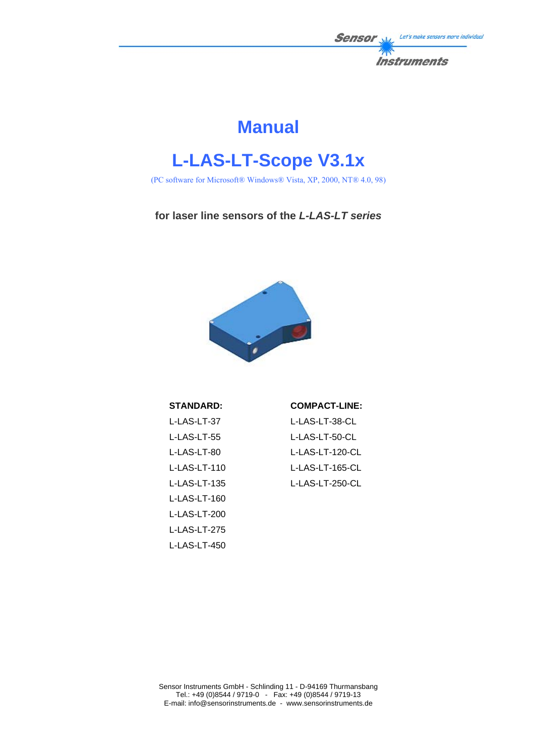# Manual

# L-LAS-LT-Scope V3.1x

(PC software for Microsoft® Windows® Vista, XP, 2000, NT® 4.0, 98)

**for laser line sensors of the *L-LAS-LT series***

| STANDARD: | COMPACT-LINE: |
|---|---|
| L-LAS-LT-37 | L-LAS-LT-38-CL |
| L-LAS-LT-55 | L-LAS-LT-50-CL |
| L-LAS-LT-80 | L-LAS-LT-120-CL |
| L-LAS-LT-110 | L-LAS-LT-165-CL |
| L-LAS-LT-135 | L-LAS-LT-250-CL |
| L-LAS-LT-160 | |
| L-LAS-LT-200 | |
| L-LAS-LT-275 | |
| L-LAS-LT-450 | |

Sensor Instruments GmbH - Schlinding 11 - D-94169 Thurmansbang
Tel.: +49 (0)8544 / 9719-0 - Fax: +49 (0)8544 / 9719-13
E-mail: info@sensorinstruments.de - www.sensorinstruments.de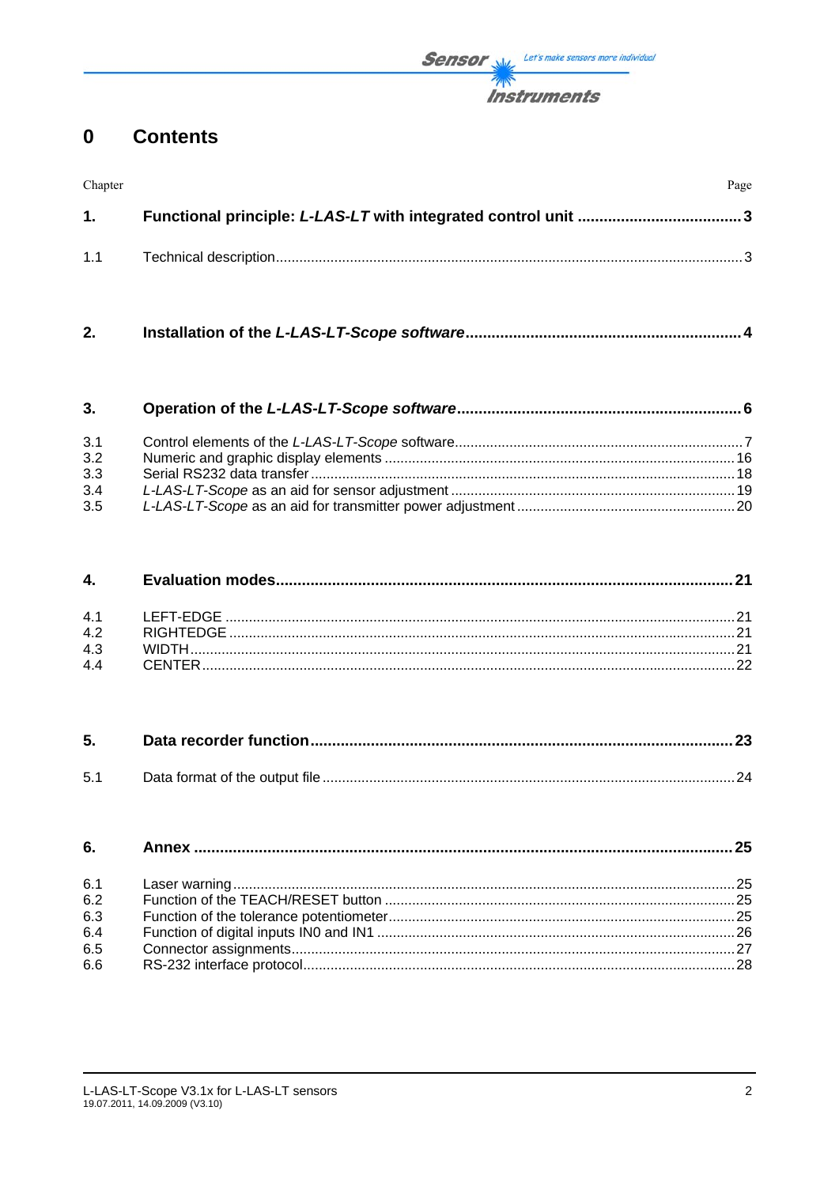# 0 Contents

| Chapter | | Page |
|---|---|---|
| **1.** | **Functional principle: *L-LAS-LT* with integrated control unit** | **3** |
| 1.1 | Technical description | 3 |
| **2.** | **Installation of the *L-LAS-LT-Scope software*** | **4** |
| **3.** | **Operation of the *L-LAS-LT-Scope software*** | **6** |
| 3.1 | Control elements of the *L-LAS-LT-Scope* software | 7 |
| 3.2 | Numeric and graphic display elements | 16 |
| 3.3 | Serial RS232 data transfer | 18 |
| 3.4 | *L-LAS-LT-Scope* as an aid for sensor adjustment | 19 |
| 3.5 | *L-LAS-LT-Scope* as an aid for transmitter power adjustment | 20 |
| **4.** | **Evaluation modes** | **21** |
| 4.1 | LEFT-EDGE | 21 |
| 4.2 | RIGHTEDGE | 21 |
| 4.3 | WIDTH | 21 |
| 4.4 | CENTER | 22 |
| **5.** | **Data recorder function** | **23** |
| 5.1 | Data format of the output file | 24 |
| **6.** | **Annex** | **25** |
| 6.1 | Laser warning | 25 |
| 6.2 | Function of the TEACH/RESET button | 25 |
| 6.3 | Function of the tolerance potentiometer | 25 |
| 6.4 | Function of digital inputs IN0 and IN1 | 26 |
| 6.5 | Connector assignments | 27 |
| 6.6 | RS-232 interface protocol | 28 |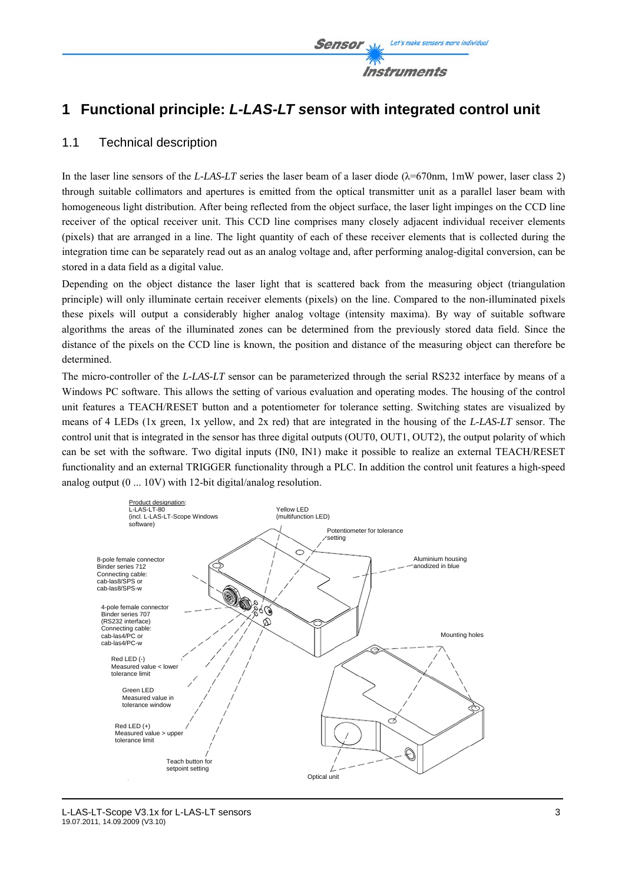# 1 Functional principle: *L-LAS-LT* sensor with integrated control unit

## 1.1 Technical description

In the laser line sensors of the *L-LAS-LT* series the laser beam of a laser diode (λ=670nm, 1mW power, laser class 2) through suitable collimators and apertures is emitted from the optical transmitter unit as a parallel laser beam with homogeneous light distribution. After being reflected from the object surface, the laser light impinges on the CCD line receiver of the optical receiver unit. This CCD line comprises many closely adjacent individual receiver elements (pixels) that are arranged in a line. The light quantity of each of these receiver elements that is collected during the integration time can be separately read out as an analog voltage and, after performing analog-digital conversion, can be stored in a data field as a digital value.

Depending on the object distance the laser light that is scattered back from the measuring object (triangulation principle) will only illuminate certain receiver elements (pixels) on the line. Compared to the non-illuminated pixels these pixels will output a considerably higher analog voltage (intensity maxima). By way of suitable software algorithms the areas of the illuminated zones can be determined from the previously stored data field. Since the distance of the pixels on the CCD line is known, the position and distance of the measuring object can therefore be determined.

The micro-controller of the *L-LAS-LT* sensor can be parameterized through the serial RS232 interface by means of a Windows PC software. This allows the setting of various evaluation and operating modes. The housing of the control unit features a TEACH/RESET button and a potentiometer for tolerance setting. Switching states are visualized by means of 4 LEDs (1x green, 1x yellow, and 2x red) that are integrated in the housing of the *L-LAS-LT* sensor. The control unit that is integrated in the sensor has three digital outputs (OUT0, OUT1, OUT2), the output polarity of which can be set with the software. Two digital inputs (IN0, IN1) make it possible to realize an external TEACH/RESET functionality and an external TRIGGER functionality through a PLC. In addition the control unit features a high-speed analog output (0 ... 10V) with 12-bit digital/analog resolution.

Product designation:
L-LAS-LT-80
(incl. L-LAS-LT-Scope Windows software)

Yellow LED (multifunction LED)

Potentiometer for tolerance setting

8-pole female connector
Binder series 712
Connecting cable:
cab-las8/SPS or
cab-las8/SPS-w

Aluminium housing anodized in blue

4-pole female connector
Binder series 707
(RS232 interface)
Connecting cable:
cab-las4/PC or
cab-las4/PC-w

Mounting holes

Red LED (-)
Measured value < lower tolerance limit

Green LED
Measured value in tolerance window

Red LED (+)
Measured value > upper tolerance limit

Teach button for setpoint setting

Optical unit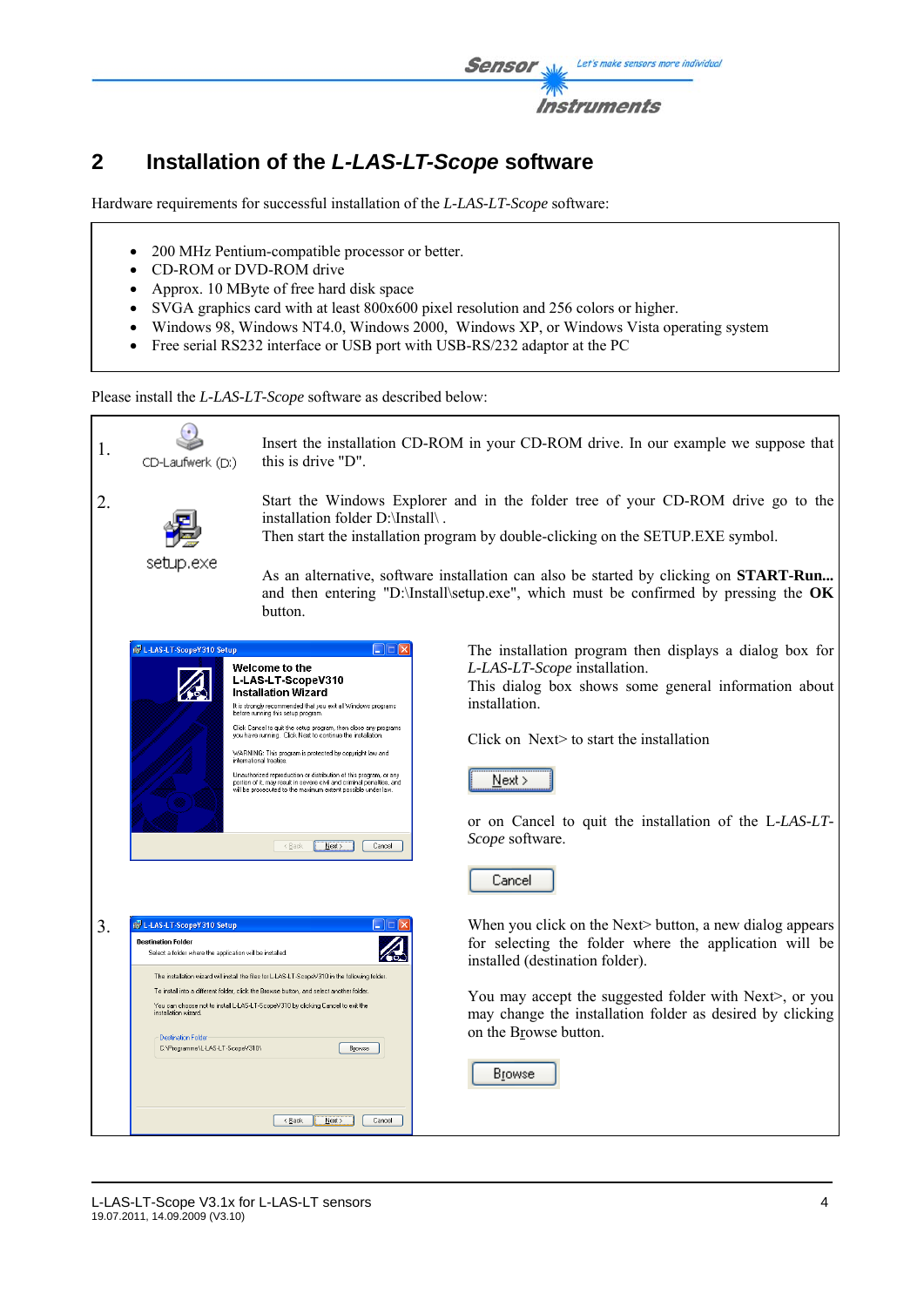## 2 Installation of the *L-LAS-LT-Scope* software

Hardware requirements for successful installation of the *L-LAS-LT-Scope* software:

- 200 MHz Pentium-compatible processor or better.
- CD-ROM or DVD-ROM drive
- Approx. 10 MByte of free hard disk space
- SVGA graphics card with at least 800x600 pixel resolution and 256 colors or higher.
- Windows 98, Windows NT4.0, Windows 2000, Windows XP, or Windows Vista operating system
- Free serial RS232 interface or USB port with USB-RS/232 adaptor at the PC

Please install the *L-LAS-LT-Scope* software as described below:

1. CD-Laufwerk (D:)

   Insert the installation CD-ROM in your CD-ROM drive. In our example we suppose that this is drive "D".

2. setup.exe

   Start the Windows Explorer and in the folder tree of your CD-ROM drive go to the installation folder D:\Install\ .
   Then start the installation program by double-clicking on the SETUP.EXE symbol.

   As an alternative, software installation can also be started by clicking on **START-Run...** and then entering "D:\Install\setup.exe", which must be confirmed by pressing the **OK** button.

   The installation program then displays a dialog box for *L-LAS-LT-Scope* installation.
   This dialog box shows some general information about installation.

   Click on Next> to start the installation

   Next >

   or on Cancel to quit the installation of the L-*LAS-LT-Scope* software.

   Cancel

3. When you click on the Next> button, a new dialog appears for selecting the folder where the application will be installed (destination folder).

   You may accept the suggested folder with Next>, or you may change the installation folder as desired by clicking on the Browse button.

   Browse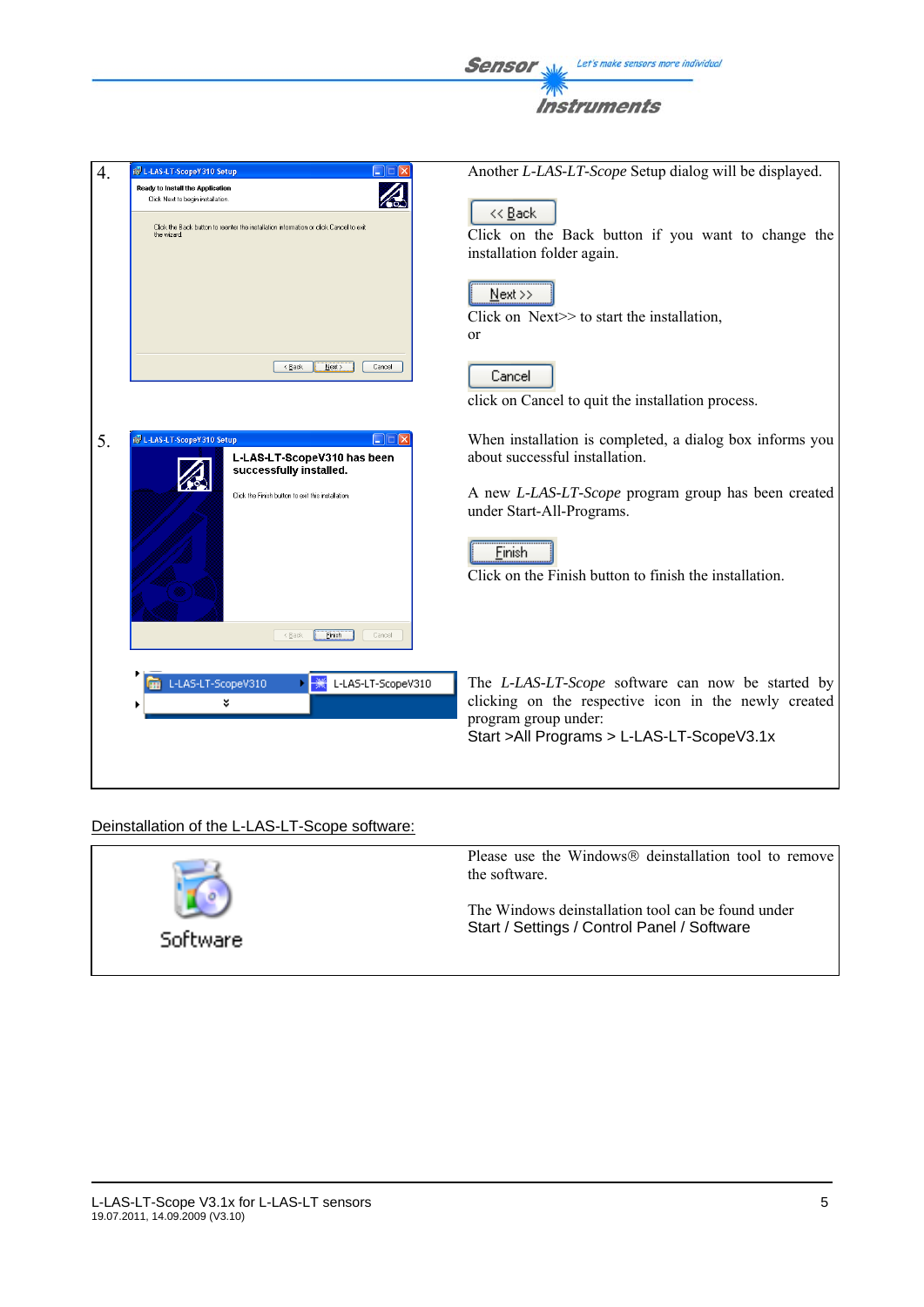| | |
|---|---|
| 4. | Another *L-LAS-LT-Scope* Setup dialog will be displayed.<br><br><< Back<br>Click on the Back button if you want to change the installation folder again.<br><br>Next >><br>Click on Next>> to start the installation,<br>or<br><br>Cancel<br>click on Cancel to quit the installation process. |
| 5. | When installation is completed, a dialog box informs you about successful installation.<br><br>A new *L-LAS-LT-Scope* program group has been created under Start-All-Programs.<br><br>Finish<br>Click on the Finish button to finish the installation. |
| | The *L-LAS-LT-Scope* software can now be started by clicking on the respective icon in the newly created program group under:<br>Start >All Programs > L-LAS-LT-ScopeV3.1x |

Deinstallation of the L-LAS-LT-Scope software:

| | |
|---|---|
| Software | Please use the Windows® deinstallation tool to remove the software.<br><br>The Windows deinstallation tool can be found under<br>Start / Settings / Control Panel / Software |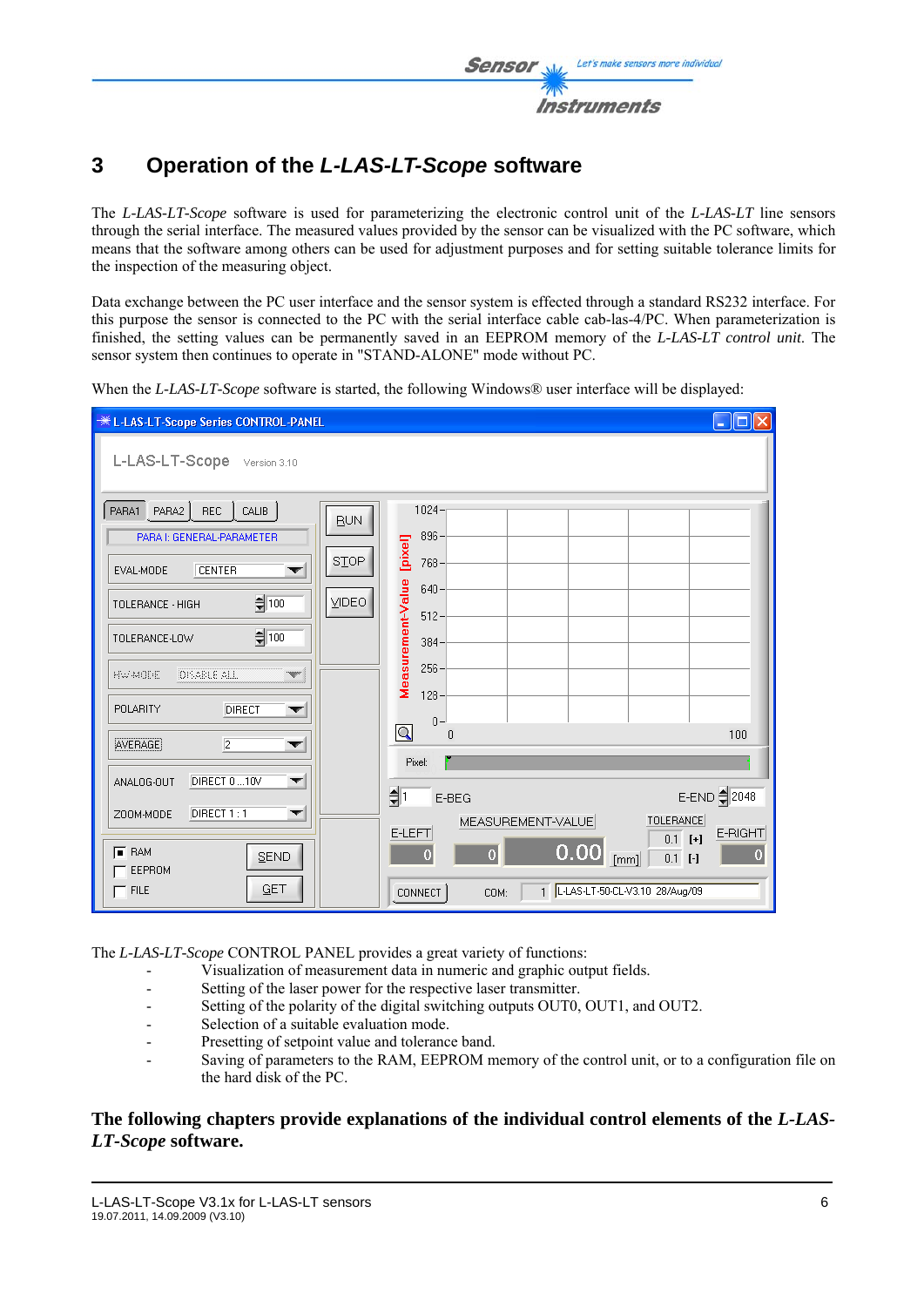# 3 Operation of the *L-LAS-LT-Scope* software

The *L-LAS-LT-Scope* software is used for parameterizing the electronic control unit of the *L-LAS-LT* line sensors through the serial interface. The measured values provided by the sensor can be visualized with the PC software, which means that the software among others can be used for adjustment purposes and for setting suitable tolerance limits for the inspection of the measuring object.

Data exchange between the PC user interface and the sensor system is effected through a standard RS232 interface. For this purpose the sensor is connected to the PC with the serial interface cable cab-las-4/PC. When parameterization is finished, the setting values can be permanently saved in an EEPROM memory of the *L-LAS-LT control unit*. The sensor system then continues to operate in "STAND-ALONE" mode without PC.

When the *L-LAS-LT-Scope* software is started, the following Windows® user interface will be displayed:

The *L-LAS-LT-Scope* CONTROL PANEL provides a great variety of functions:

- Visualization of measurement data in numeric and graphic output fields.
- Setting of the laser power for the respective laser transmitter.
- Setting of the polarity of the digital switching outputs OUT0, OUT1, and OUT2.
- Selection of a suitable evaluation mode.
- Presetting of setpoint value and tolerance band.
- Saving of parameters to the RAM, EEPROM memory of the control unit, or to a configuration file on the hard disk of the PC.

**The following chapters provide explanations of the individual control elements of the *L-LAS-LT-Scope* software.**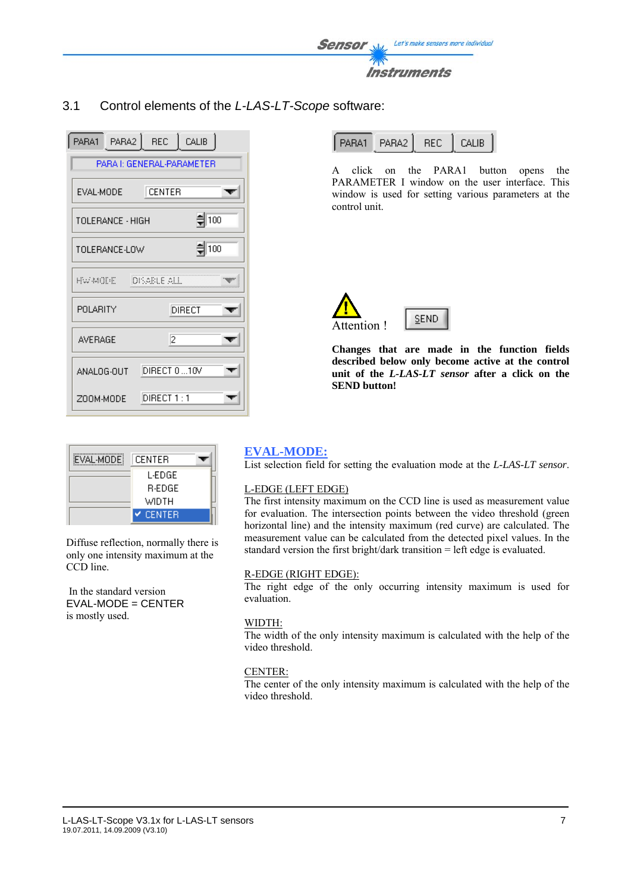## 3.1 Control elements of the *L-LAS-LT-Scope* software:

PARA1 PARA2 REC CALIB

PARA I: GENERAL-PARAMETER

| | |
|---|---|
| EVAL-MODE | CENTER |
| TOLERANCE - HIGH | 100 |
| TOLERANCE-LOW | 100 |
| HW-MODE | DISABLE ALL |
| POLARITY | DIRECT |
| AVERAGE | 2 |
| ANALOG-OUT | DIRECT 0...10V |
| ZOOM-MODE | DIRECT 1 : 1 |

PARA1 PARA2 REC CALIB

A click on the PARA1 button opens the PARAMETER I window on the user interface. This window is used for setting various parameters at the control unit.

Attention ! SEND

**Changes that are made in the function fields described below only become active at the control unit of the *L-LAS-LT sensor* after a click on the SEND button!**

EVAL-MODE: CENTER
- L-EDGE
- R-EDGE
- WIDTH
- ✔ CENTER

Diffuse reflection, normally there is only one intensity maximum at the CCD line.

In the standard version EVAL-MODE = CENTER is mostly used.

### EVAL-MODE:

List selection field for setting the evaluation mode at the *L-LAS-LT sensor*.

L-EDGE (LEFT EDGE)
The first intensity maximum on the CCD line is used as measurement value for evaluation. The intersection points between the video threshold (green horizontal line) and the intensity maximum (red curve) are calculated. The measurement value can be calculated from the detected pixel values. In the standard version the first bright/dark transition = left edge is evaluated.

R-EDGE (RIGHT EDGE):
The right edge of the only occurring intensity maximum is used for evaluation.

WIDTH:
The width of the only intensity maximum is calculated with the help of the video threshold.

CENTER:
The center of the only intensity maximum is calculated with the help of the video threshold.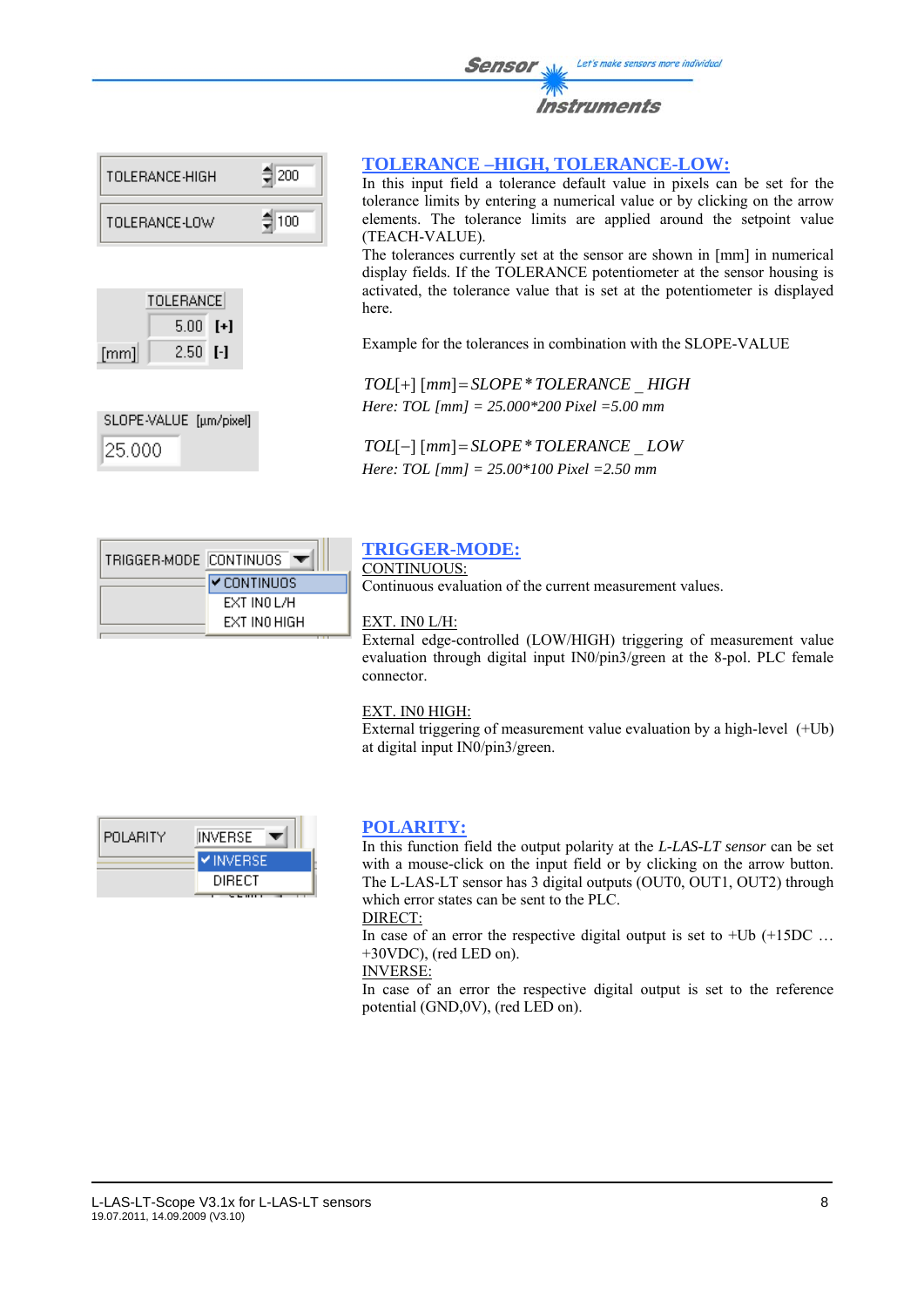## TOLERANCE –HIGH, TOLERANCE-LOW:

In this input field a tolerance default value in pixels can be set for the tolerance limits by entering a numerical value or by clicking on the arrow elements. The tolerance limits are applied around the setpoint value (TEACH-VALUE).

The tolerances currently set at the sensor are shown in [mm] in numerical display fields. If the TOLERANCE potentiometer at the sensor housing is activated, the tolerance value that is set at the potentiometer is displayed here.

Example for the tolerances in combination with the SLOPE-VALUE

$$TOL[+]\ [mm] = SLOPE * TOLERANCE\_HIGH$$

*Here: TOL [mm] = 25.000*200 Pixel =5.00 mm*

$$TOL[-]\ [mm] = SLOPE * TOLERANCE\_LOW$$

*Here: TOL [mm] = 25.00*100 Pixel =2.50 mm*

## TRIGGER-MODE:

CONTINUOUS:
Continuous evaluation of the current measurement values.

EXT. IN0 L/H:
External edge-controlled (LOW/HIGH) triggering of measurement value evaluation through digital input IN0/pin3/green at the 8-pol. PLC female connector.

EXT. IN0 HIGH:
External triggering of measurement value evaluation by a high-level (+Ub) at digital input IN0/pin3/green.

## POLARITY:

In this function field the output polarity at the *L-LAS-LT sensor* can be set with a mouse-click on the input field or by clicking on the arrow button. The L-LAS-LT sensor has 3 digital outputs (OUT0, OUT1, OUT2) through which error states can be sent to the PLC.

DIRECT:
In case of an error the respective digital output is set to +Ub (+15DC … +30VDC), (red LED on).

INVERSE:
In case of an error the respective digital output is set to the reference potential (GND,0V), (red LED on).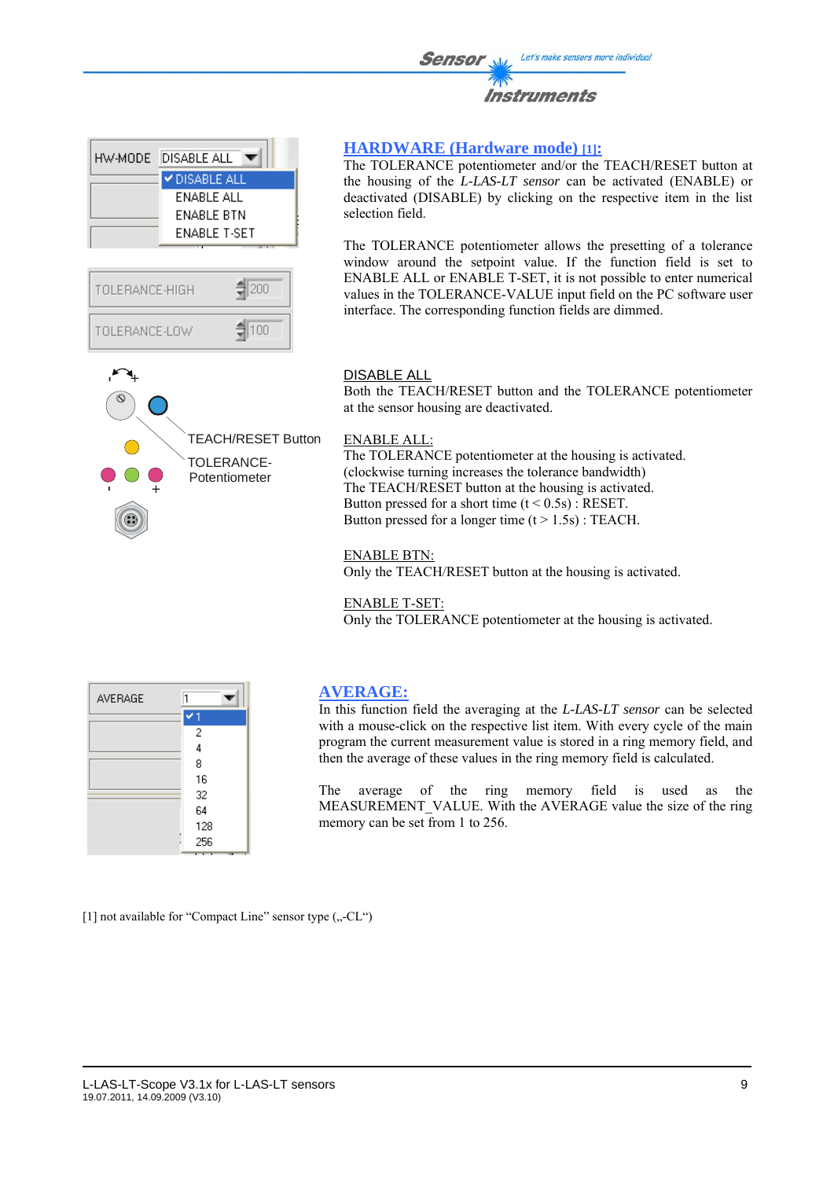## HARDWARE (Hardware mode) [1]:

The TOLERANCE potentiometer and/or the TEACH/RESET button at the housing of the *L-LAS-LT sensor* can be activated (ENABLE) or deactivated (DISABLE) by clicking on the respective item in the list selection field.

The TOLERANCE potentiometer allows the presetting of a tolerance window around the setpoint value. If the function field is set to ENABLE ALL or ENABLE T-SET, it is not possible to enter numerical values in the TOLERANCE-VALUE input field on the PC software user interface. The corresponding function fields are dimmed.

DISABLE ALL
Both the TEACH/RESET button and the TOLERANCE potentiometer at the sensor housing are deactivated.

ENABLE ALL:
The TOLERANCE potentiometer at the housing is activated.
(clockwise turning increases the tolerance bandwidth)
The TEACH/RESET button at the housing is activated.
Button pressed for a short time (t < 0.5s) : RESET.
Button pressed for a longer time (t > 1.5s) : TEACH.

ENABLE BTN:
Only the TEACH/RESET button at the housing is activated.

ENABLE T-SET:
Only the TOLERANCE potentiometer at the housing is activated.

## AVERAGE:

In this function field the averaging at the *L-LAS-LT sensor* can be selected with a mouse-click on the respective list item. With every cycle of the main program the current measurement value is stored in a ring memory field, and then the average of these values in the ring memory field is calculated.

The average of the ring memory field is used as the MEASUREMENT_VALUE. With the AVERAGE value the size of the ring memory can be set from 1 to 256.

[1] not available for “Compact Line” sensor type („-CL“)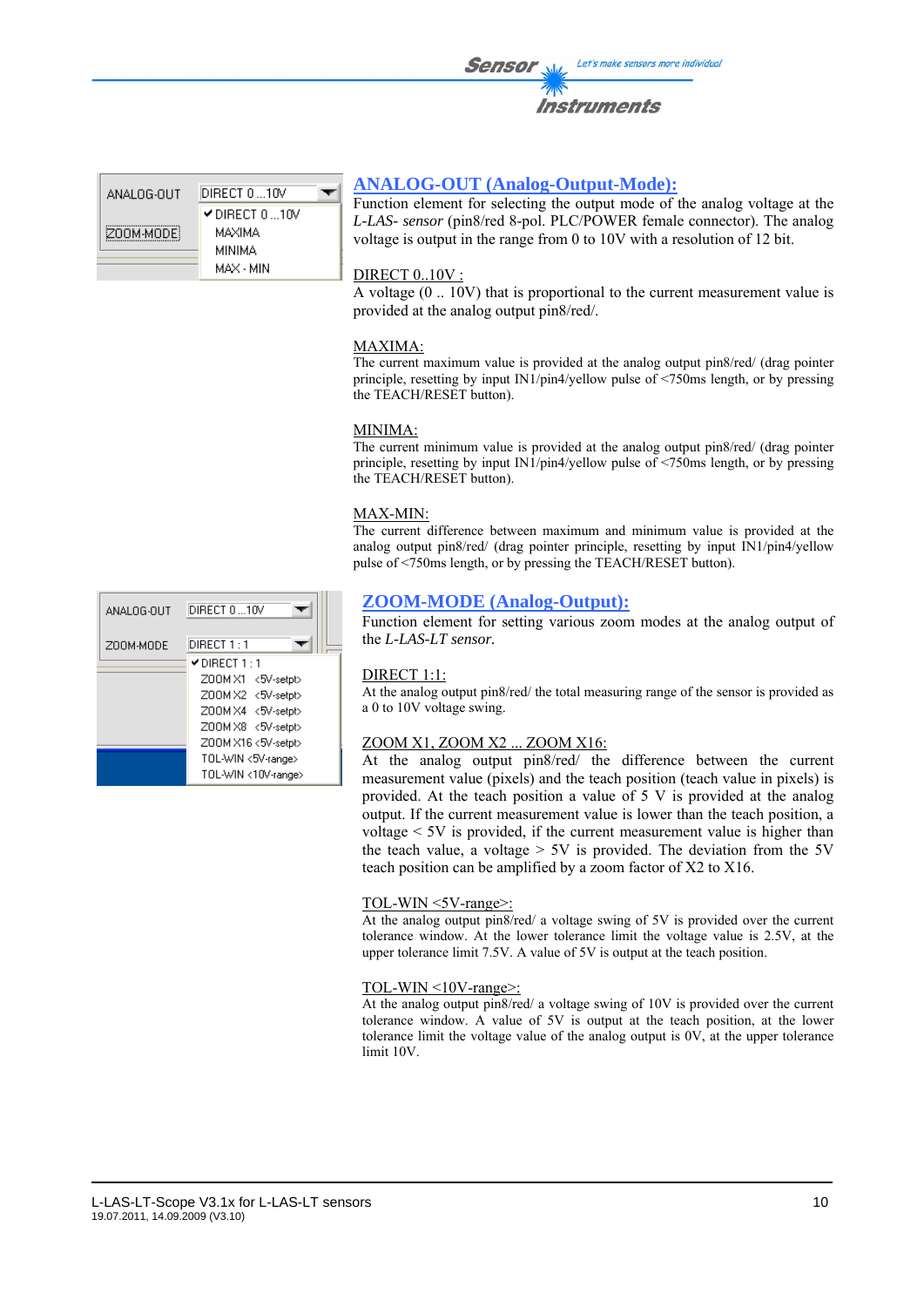## ANALOG-OUT (Analog-Output-Mode):

Function element for selecting the output mode of the analog voltage at the *L-LAS- sensor* (pin8/red 8-pol. PLC/POWER female connector). The analog voltage is output in the range from 0 to 10V with a resolution of 12 bit.

DIRECT 0..10V :
A voltage (0 .. 10V) that is proportional to the current measurement value is provided at the analog output pin8/red/.

MAXIMA:
The current maximum value is provided at the analog output pin8/red/ (drag pointer principle, resetting by input IN1/pin4/yellow pulse of <750ms length, or by pressing the TEACH/RESET button).

MINIMA:
The current minimum value is provided at the analog output pin8/red/ (drag pointer principle, resetting by input IN1/pin4/yellow pulse of <750ms length, or by pressing the TEACH/RESET button).

MAX-MIN:
The current difference between maximum and minimum value is provided at the analog output pin8/red/ (drag pointer principle, resetting by input IN1/pin4/yellow pulse of <750ms length, or by pressing the TEACH/RESET button).

## ZOOM-MODE (Analog-Output):

Function element for setting various zoom modes at the analog output of the *L-LAS-LT sensor.*

DIRECT 1:1:
At the analog output pin8/red/ the total measuring range of the sensor is provided as a 0 to 10V voltage swing.

ZOOM X1, ZOOM X2 ... ZOOM X16:
At the analog output pin8/red/ the difference between the current measurement value (pixels) and the teach position (teach value in pixels) is provided. At the teach position a value of 5 V is provided at the analog output. If the current measurement value is lower than the teach position, a voltage < 5V is provided, if the current measurement value is higher than the teach value, a voltage > 5V is provided. The deviation from the 5V teach position can be amplified by a zoom factor of X2 to X16.

TOL-WIN <5V-range>:
At the analog output pin8/red/ a voltage swing of 5V is provided over the current tolerance window. At the lower tolerance limit the voltage value is 2.5V, at the upper tolerance limit 7.5V. A value of 5V is output at the teach position.

TOL-WIN <10V-range>:
At the analog output pin8/red/ a voltage swing of 10V is provided over the current tolerance window. A value of 5V is output at the teach position, at the lower tolerance limit the voltage value of the analog output is 0V, at the upper tolerance limit 10V.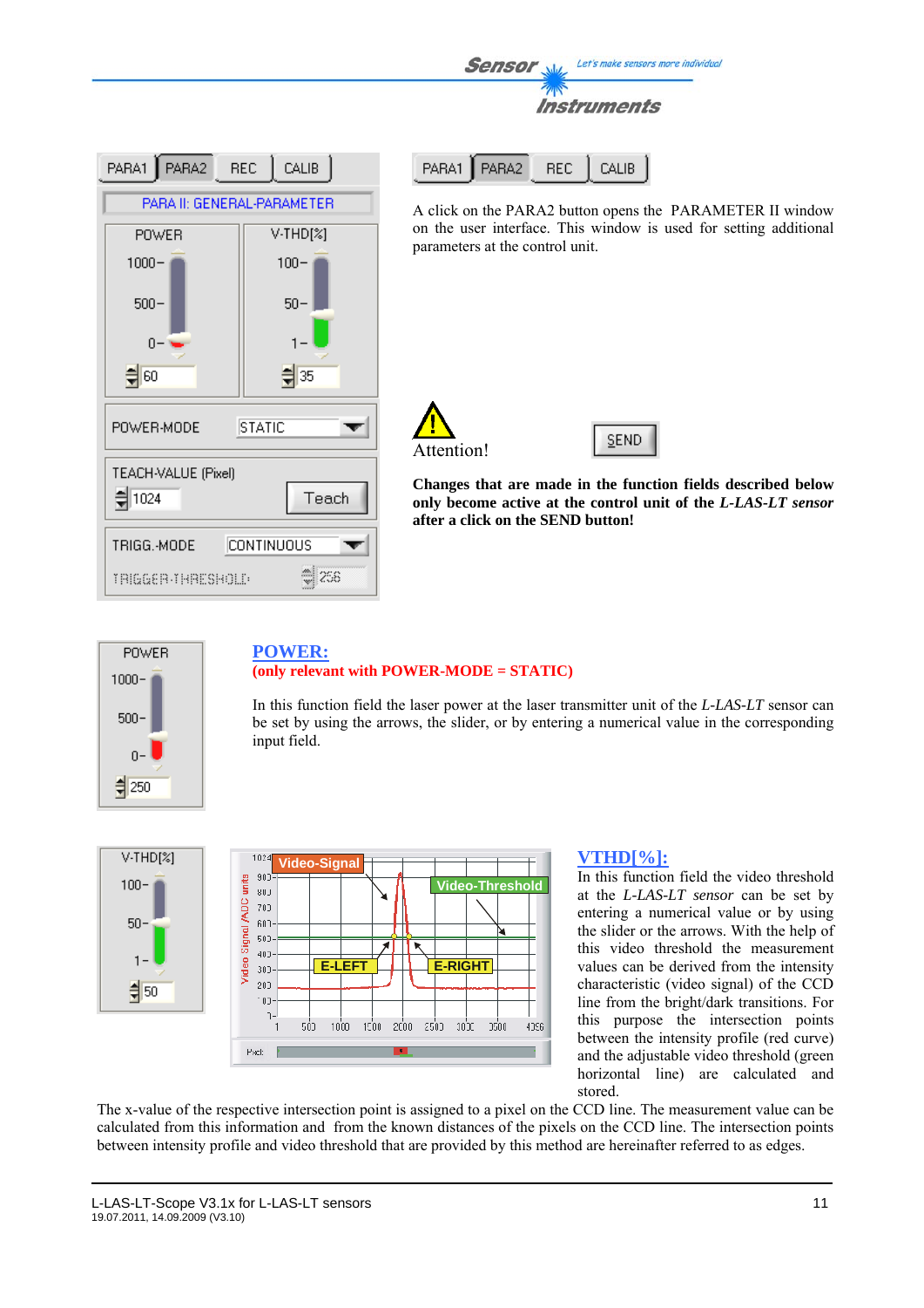A click on the PARA2 button opens the PARAMETER II window on the user interface. This window is used for setting additional parameters at the control unit.

Attention!

**Changes that are made in the function fields described below only become active at the control unit of the *L-LAS-LT sensor* after a click on the SEND button!**

## POWER:

**(only relevant with POWER-MODE = STATIC)**

In this function field the laser power at the laser transmitter unit of the *L-LAS-LT* sensor can be set by using the arrows, the slider, or by entering a numerical value in the corresponding input field.

## VTHD[%]:

In this function field the video threshold at the *L-LAS-LT sensor* can be set by entering a numerical value or by using the slider or the arrows. With the help of this video threshold the measurement values can be derived from the intensity characteristic (video signal) of the CCD line from the bright/dark transitions. For this purpose the intersection points between the intensity profile (red curve) and the adjustable video threshold (green horizontal line) are calculated and stored.

The x-value of the respective intersection point is assigned to a pixel on the CCD line. The measurement value can be calculated from this information and from the known distances of the pixels on the CCD line. The intersection points between intensity profile and video threshold that are provided by this method are hereinafter referred to as edges.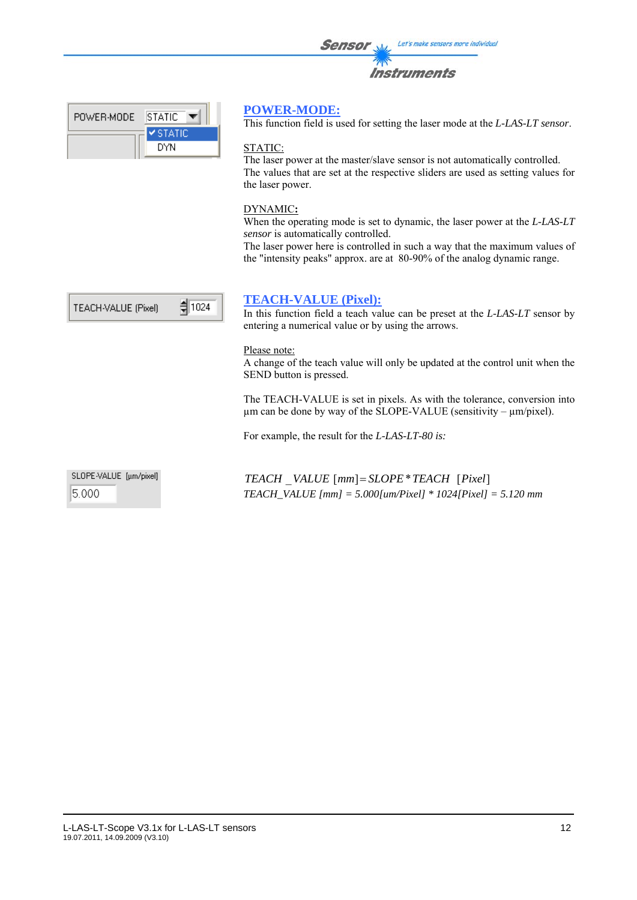## POWER-MODE:

This function field is used for setting the laser mode at the *L-LAS-LT sensor*.

STATIC:
The laser power at the master/slave sensor is not automatically controlled.
The values that are set at the respective sliders are used as setting values for the laser power.

DYNAMIC**:**
When the operating mode is set to dynamic, the laser power at the *L-LAS-LT sensor* is automatically controlled.
The laser power here is controlled in such a way that the maximum values of the "intensity peaks" approx. are at 80-90% of the analog dynamic range.

## TEACH-VALUE (Pixel):

In this function field a teach value can be preset at the *L-LAS-LT* sensor by entering a numerical value or by using the arrows.

Please note:
A change of the teach value will only be updated at the control unit when the SEND button is pressed.

The TEACH-VALUE is set in pixels. As with the tolerance, conversion into µm can be done by way of the SLOPE-VALUE (sensitivity – µm/pixel).

For example, the result for the *L-LAS-LT-80 is:*

$$TEACH\_VALUE\ [mm] = SLOPE * TEACH\ \ [Pixel]$$

*TEACH_VALUE [mm] = 5.000[um/Pixel] * 1024[Pixel] = 5.120 mm*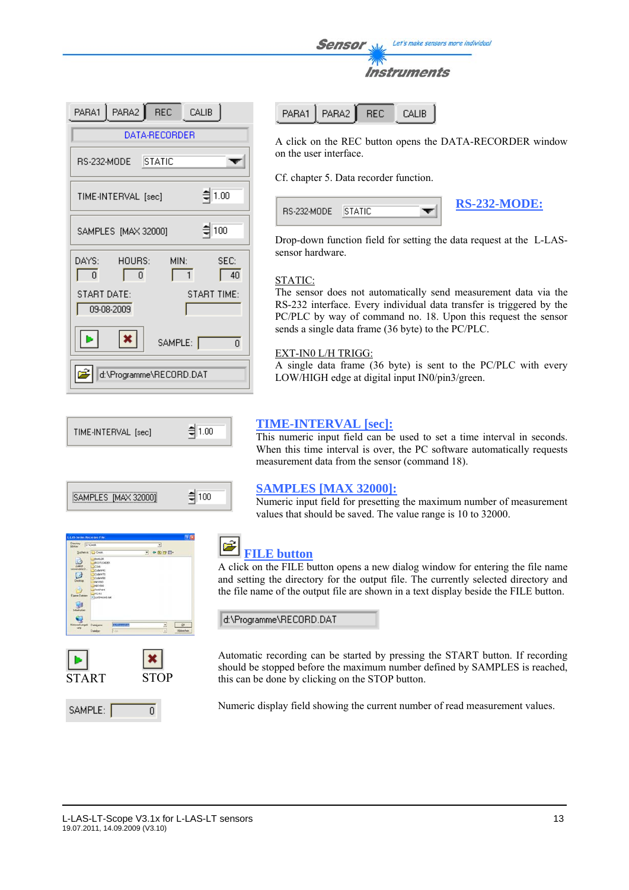A click on the REC button opens the DATA-RECORDER window on the user interface.

Cf. chapter 5. Data recorder function.

## RS-232-MODE:

Drop-down function field for setting the data request at the L-LAS-sensor hardware.

STATIC:
The sensor does not automatically send measurement data via the RS-232 interface. Every individual data transfer is triggered by the PC/PLC by way of command no. 18. Upon this request the sensor sends a single data frame (36 byte) to the PC/PLC.

EXT-IN0 L/H TRIGG:
A single data frame (36 byte) is sent to the PC/PLC with every LOW/HIGH edge at digital input IN0/pin3/green.

## TIME-INTERVAL [sec]:

This numeric input field can be used to set a time interval in seconds. When this time interval is over, the PC software automatically requests measurement data from the sensor (command 18).

## SAMPLES [MAX 32000]:

Numeric input field for presetting the maximum number of measurement values that should be saved. The value range is 10 to 32000.

## FILE button

A click on the FILE button opens a new dialog window for entering the file name and setting the directory for the output file. The currently selected directory and the file name of the output file are shown in a text display beside the FILE button.

d:\Programme\RECORD.DAT

START STOP

Automatic recording can be started by pressing the START button. If recording should be stopped before the maximum number defined by SAMPLES is reached, this can be done by clicking on the STOP button.

SAMPLE: 0

Numeric display field showing the current number of read measurement values.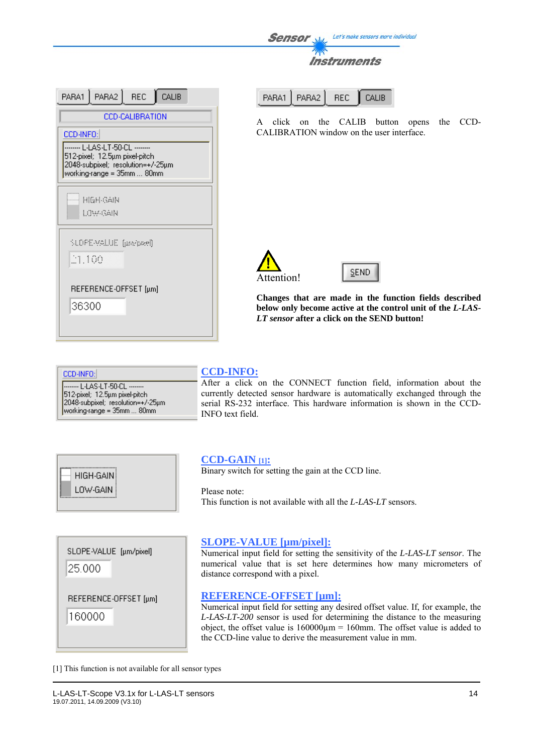A click on the CALIB button opens the CCD-CALIBRATION window on the user interface.

Attention!

**Changes that are made in the function fields described below only become active at the control unit of the *L-LAS-LT sensor* after a click on the SEND button!**

## CCD-INFO:

After a click on the CONNECT function field, information about the currently detected sensor hardware is automatically exchanged through the serial RS-232 interface. This hardware information is shown in the CCD-INFO text field.

## CCD-GAIN [1]:

Binary switch for setting the gain at the CCD line.

Please note:
This function is not available with all the *L-LAS-LT* sensors.

## SLOPE-VALUE [µm/pixel]:

Numerical input field for setting the sensitivity of the *L-LAS-LT sensor*. The numerical value that is set here determines how many micrometers of distance correspond with a pixel.

## REFERENCE-OFFSET [µm]:

Numerical input field for setting any desired offset value. If, for example, the *L-LAS-LT-200* sensor is used for determining the distance to the measuring object, the offset value is 160000µm = 160mm. The offset value is added to the CCD-line value to derive the measurement value in mm.

[1] This function is not available for all sensor types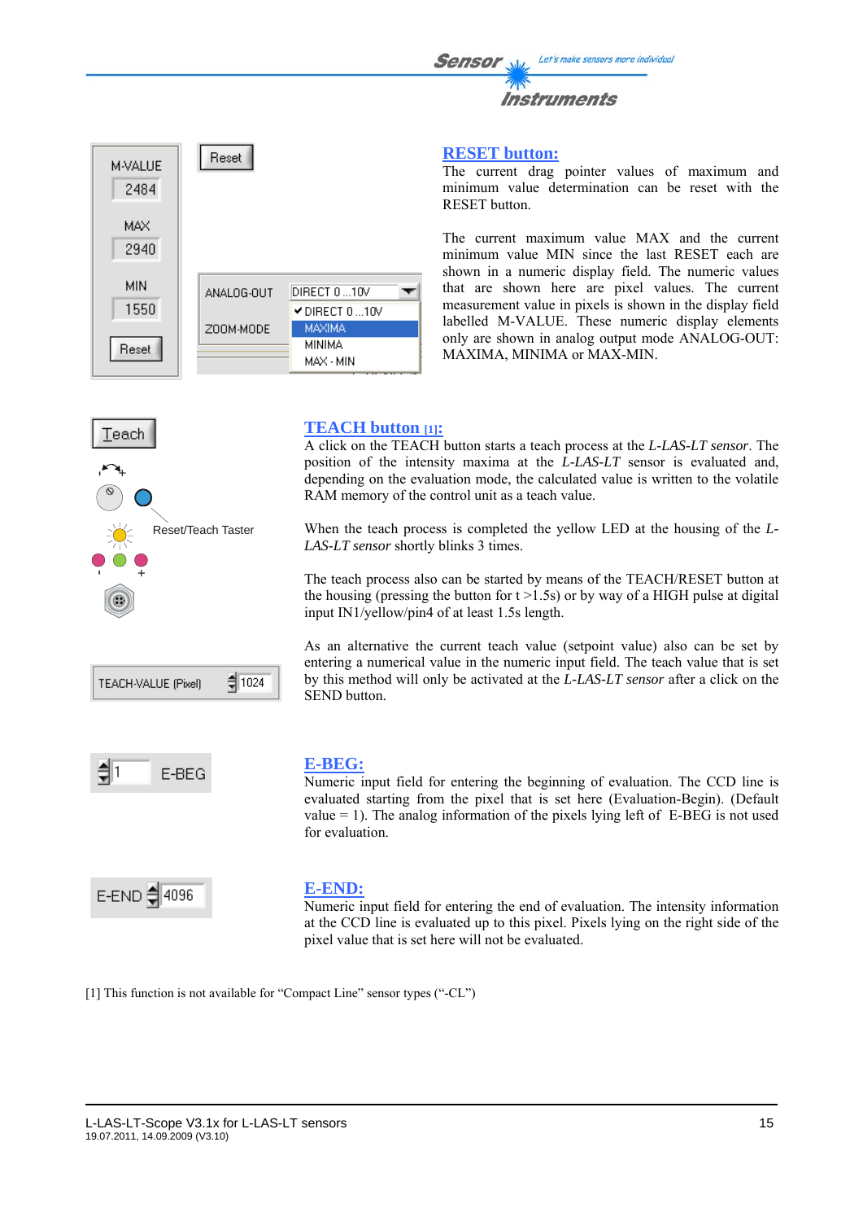## RESET button:

The current drag pointer values of maximum and minimum value determination can be reset with the RESET button.

The current maximum value MAX and the current minimum value MIN since the last RESET each are shown in a numeric display field. The numeric values that are shown here are pixel values. The current measurement value in pixels is shown in the display field labelled M-VALUE. These numeric display elements only are shown in analog output mode ANALOG-OUT: MAXIMA, MINIMA or MAX-MIN.

## TEACH button [1]:

A click on the TEACH button starts a teach process at the *L-LAS-LT sensor*. The position of the intensity maxima at the *L-LAS-LT* sensor is evaluated and, depending on the evaluation mode, the calculated value is written to the volatile RAM memory of the control unit as a teach value.

When the teach process is completed the yellow LED at the housing of the *L-LAS-LT sensor* shortly blinks 3 times.

The teach process also can be started by means of the TEACH/RESET button at the housing (pressing the button for t >1.5s) or by way of a HIGH pulse at digital input IN1/yellow/pin4 of at least 1.5s length.

As an alternative the current teach value (setpoint value) also can be set by entering a numerical value in the numeric input field. The teach value that is set by this method will only be activated at the *L-LAS-LT sensor* after a click on the SEND button.

## E-BEG:

Numeric input field for entering the beginning of evaluation. The CCD line is evaluated starting from the pixel that is set here (Evaluation-Begin). (Default value = 1). The analog information of the pixels lying left of E-BEG is not used for evaluation.

## E-END:

Numeric input field for entering the end of evaluation. The intensity information at the CCD line is evaluated up to this pixel. Pixels lying on the right side of the pixel value that is set here will not be evaluated.

[1] This function is not available for "Compact Line" sensor types ("-CL")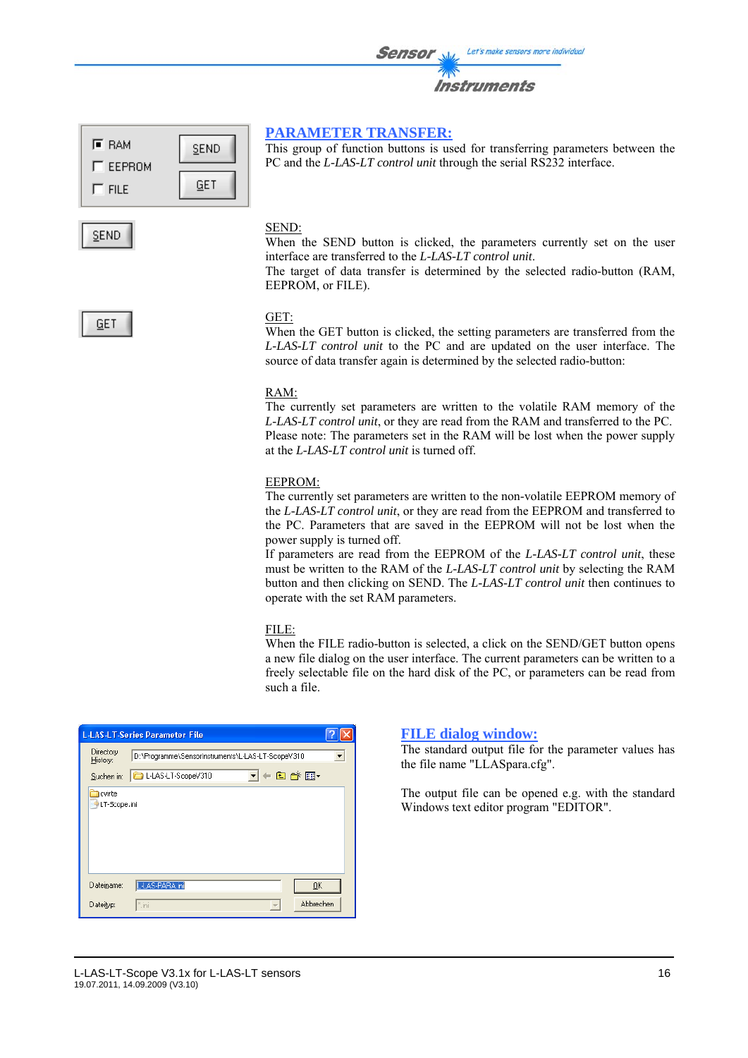## PARAMETER TRANSFER:

This group of function buttons is used for transferring parameters between the PC and the *L-LAS-LT control unit* through the serial RS232 interface.

SEND:
When the SEND button is clicked, the parameters currently set on the user interface are transferred to the *L-LAS-LT control unit*.
The target of data transfer is determined by the selected radio-button (RAM, EEPROM, or FILE).

GET:
When the GET button is clicked, the setting parameters are transferred from the *L-LAS-LT control unit* to the PC and are updated on the user interface. The source of data transfer again is determined by the selected radio-button:

RAM:
The currently set parameters are written to the volatile RAM memory of the *L-LAS-LT control unit*, or they are read from the RAM and transferred to the PC.
Please note: The parameters set in the RAM will be lost when the power supply at the *L-LAS-LT control unit* is turned off.

EEPROM:
The currently set parameters are written to the non-volatile EEPROM memory of the *L-LAS-LT control unit*, or they are read from the EEPROM and transferred to the PC. Parameters that are saved in the EEPROM will not be lost when the power supply is turned off.
If parameters are read from the EEPROM of the *L-LAS-LT control unit*, these must be written to the RAM of the *L-LAS-LT control unit* by selecting the RAM button and then clicking on SEND. The *L-LAS-LT control unit* then continues to operate with the set RAM parameters.

FILE:
When the FILE radio-button is selected, a click on the SEND/GET button opens a new file dialog on the user interface. The current parameters can be written to a freely selectable file on the hard disk of the PC, or parameters can be read from such a file.

## FILE dialog window:

The standard output file for the parameter values has the file name "LLASpara.cfg".

The output file can be opened e.g. with the standard Windows text editor program "EDITOR".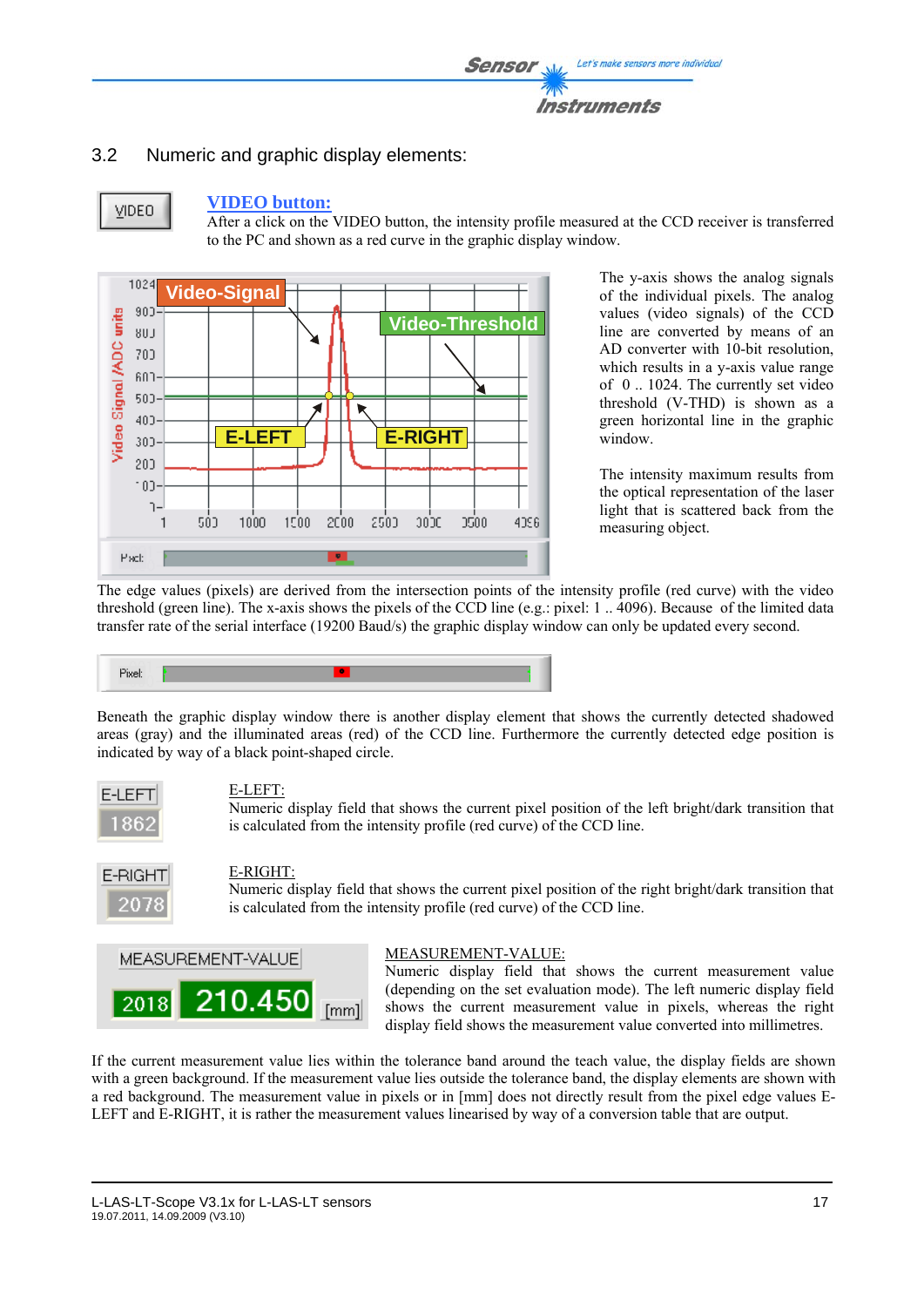## 3.2 Numeric and graphic display elements:

**VIDEO button:**
After a click on the VIDEO button, the intensity profile measured at the CCD receiver is transferred to the PC and shown as a red curve in the graphic display window.

The y-axis shows the analog signals of the individual pixels. The analog values (video signals) of the CCD line are converted by means of an AD converter with 10-bit resolution, which results in a y-axis value range of 0 .. 1024. The currently set video threshold (V-THD) is shown as a green horizontal line in the graphic window.

The intensity maximum results from the optical representation of the laser light that is scattered back from the measuring object.

The edge values (pixels) are derived from the intersection points of the intensity profile (red curve) with the video threshold (green line). The x-axis shows the pixels of the CCD line (e.g.: pixel: 1 .. 4096). Because of the limited data transfer rate of the serial interface (19200 Baud/s) the graphic display window can only be updated every second.

Beneath the graphic display window there is another display element that shows the currently detected shadowed areas (gray) and the illuminated areas (red) of the CCD line. Furthermore the currently detected edge position is indicated by way of a black point-shaped circle.

E-LEFT:
Numeric display field that shows the current pixel position of the left bright/dark transition that is calculated from the intensity profile (red curve) of the CCD line.

E-RIGHT:
Numeric display field that shows the current pixel position of the right bright/dark transition that is calculated from the intensity profile (red curve) of the CCD line.

MEASUREMENT-VALUE:
Numeric display field that shows the current measurement value (depending on the set evaluation mode). The left numeric display field shows the current measurement value in pixels, whereas the right display field shows the measurement value converted into millimetres.

If the current measurement value lies within the tolerance band around the teach value, the display fields are shown with a green background. If the measurement value lies outside the tolerance band, the display elements are shown with a red background. The measurement value in pixels or in [mm] does not directly result from the pixel edge values E-LEFT and E-RIGHT, it is rather the measurement values linearised by way of a conversion table that are output.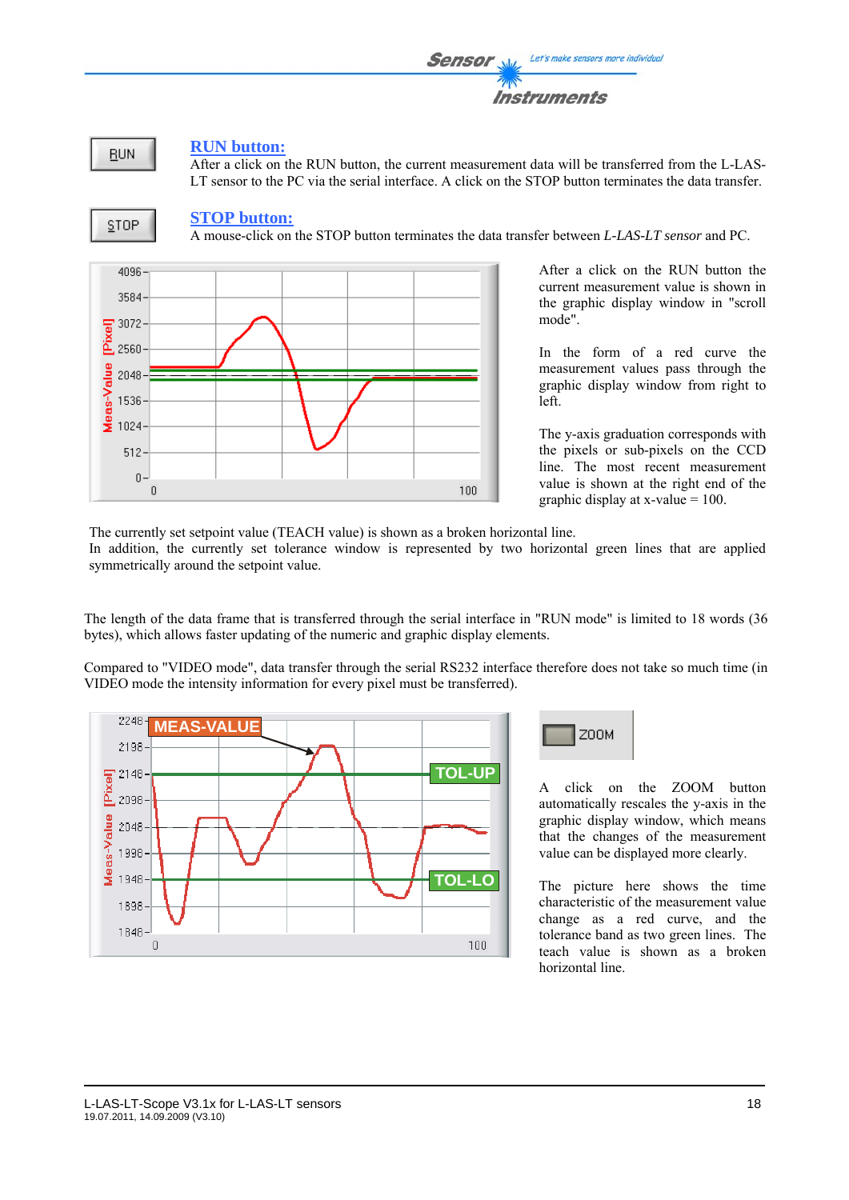RUN

## RUN button:

After a click on the RUN button, the current measurement data will be transferred from the L-LAS-LT sensor to the PC via the serial interface. A click on the STOP button terminates the data transfer.

STOP

## STOP button:

A mouse-click on the STOP button terminates the data transfer between *L-LAS-LT sensor* and PC.

After a click on the RUN button the current measurement value is shown in the graphic display window in "scroll mode".

In the form of a red curve the measurement values pass through the graphic display window from right to left.

The y-axis graduation corresponds with the pixels or sub-pixels on the CCD line. The most recent measurement value is shown at the right end of the graphic display at x-value = 100.

The currently set setpoint value (TEACH value) is shown as a broken horizontal line.
In addition, the currently set tolerance window is represented by two horizontal green lines that are applied symmetrically around the setpoint value.

The length of the data frame that is transferred through the serial interface in "RUN mode" is limited to 18 words (36 bytes), which allows faster updating of the numeric and graphic display elements.

Compared to "VIDEO mode", data transfer through the serial RS232 interface therefore does not take so much time (in VIDEO mode the intensity information for every pixel must be transferred).

ZOOM

A click on the ZOOM button automatically rescales the y-axis in the graphic display window, which means that the changes of the measurement value can be displayed more clearly.

The picture here shows the time characteristic of the measurement value change as a red curve, and the tolerance band as two green lines. The teach value is shown as a broken horizontal line.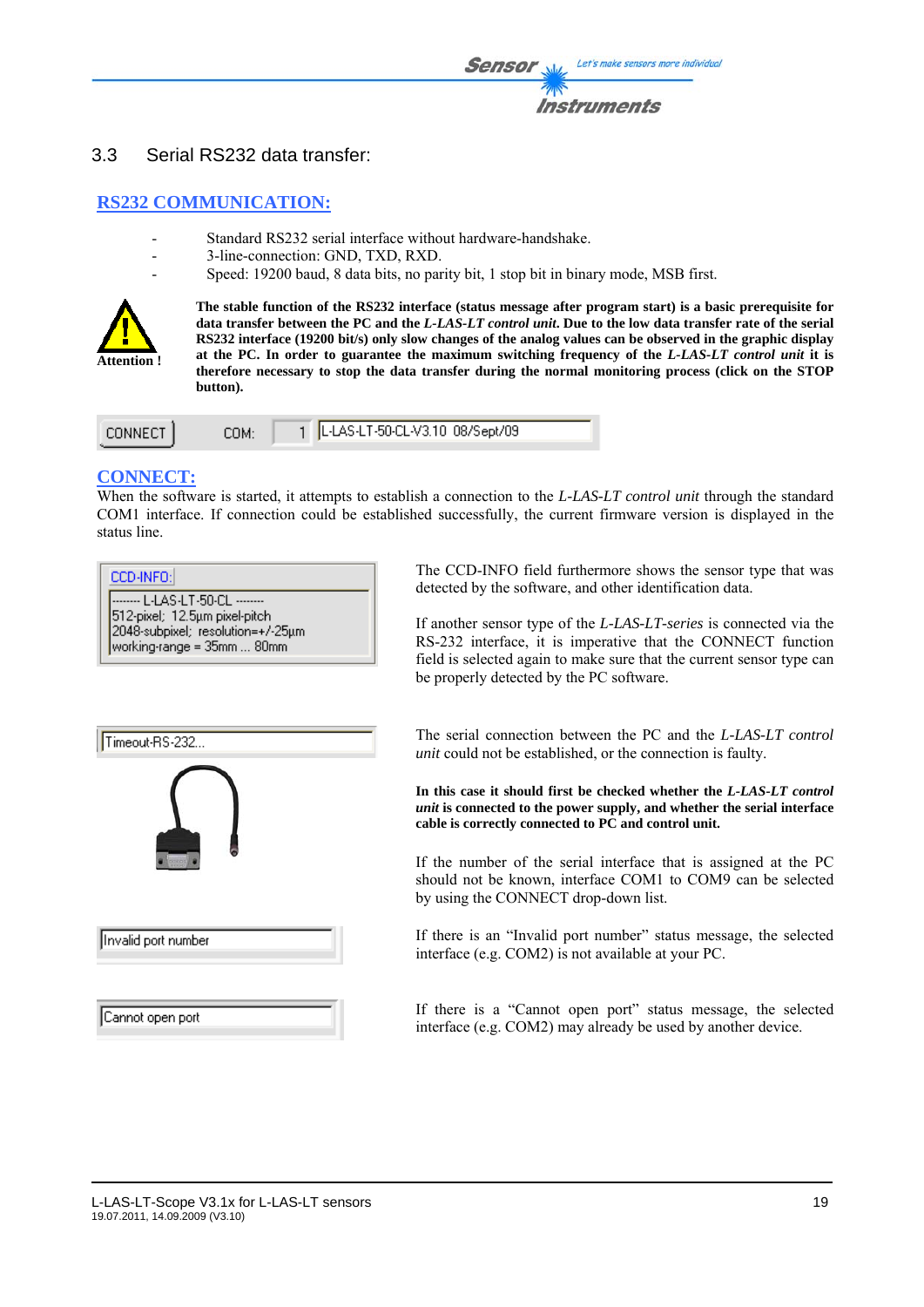## 3.3 Serial RS232 data transfer:

### RS232 COMMUNICATION:

- Standard RS232 serial interface without hardware-handshake.
- 3-line-connection: GND, TXD, RXD.
- Speed: 19200 baud, 8 data bits, no parity bit, 1 stop bit in binary mode, MSB first.

Attention !

**The stable function of the RS232 interface (status message after program start) is a basic prerequisite for data transfer between the PC and the *L-LAS-LT control unit*. Due to the low data transfer rate of the serial RS232 interface (19200 bit/s) only slow changes of the analog values can be observed in the graphic display at the PC. In order to guarantee the maximum switching frequency of the *L-LAS-LT control unit* it is therefore necessary to stop the data transfer during the normal monitoring process (click on the STOP button).**

CONNECT    COM: 1    L-LAS-LT-50-CL-V3.10 08/Sept/09

### CONNECT:

When the software is started, it attempts to establish a connection to the *L-LAS-LT control unit* through the standard COM1 interface. If connection could be established successfully, the current firmware version is displayed in the status line.

CCD-INFO:
-------- L-LAS-LT-50-CL --------
512-pixel; 12.5µm pixel-pitch
2048-subpixel; resolution=+/-25µm
working-range = 35mm ... 80mm

The CCD-INFO field furthermore shows the sensor type that was detected by the software, and other identification data.

If another sensor type of the *L-LAS-LT-series* is connected via the RS-232 interface, it is imperative that the CONNECT function field is selected again to make sure that the current sensor type can be properly detected by the PC software.

Timeout-RS-232...

The serial connection between the PC and the *L-LAS-LT control unit* could not be established, or the connection is faulty.

**In this case it should first be checked whether the *L-LAS-LT control unit* is connected to the power supply, and whether the serial interface cable is correctly connected to PC and control unit.**

If the number of the serial interface that is assigned at the PC should not be known, interface COM1 to COM9 can be selected by using the CONNECT drop-down list.

Invalid port number

If there is an "Invalid port number" status message, the selected interface (e.g. COM2) is not available at your PC.

Cannot open port

If there is a "Cannot open port" status message, the selected interface (e.g. COM2) may already be used by another device.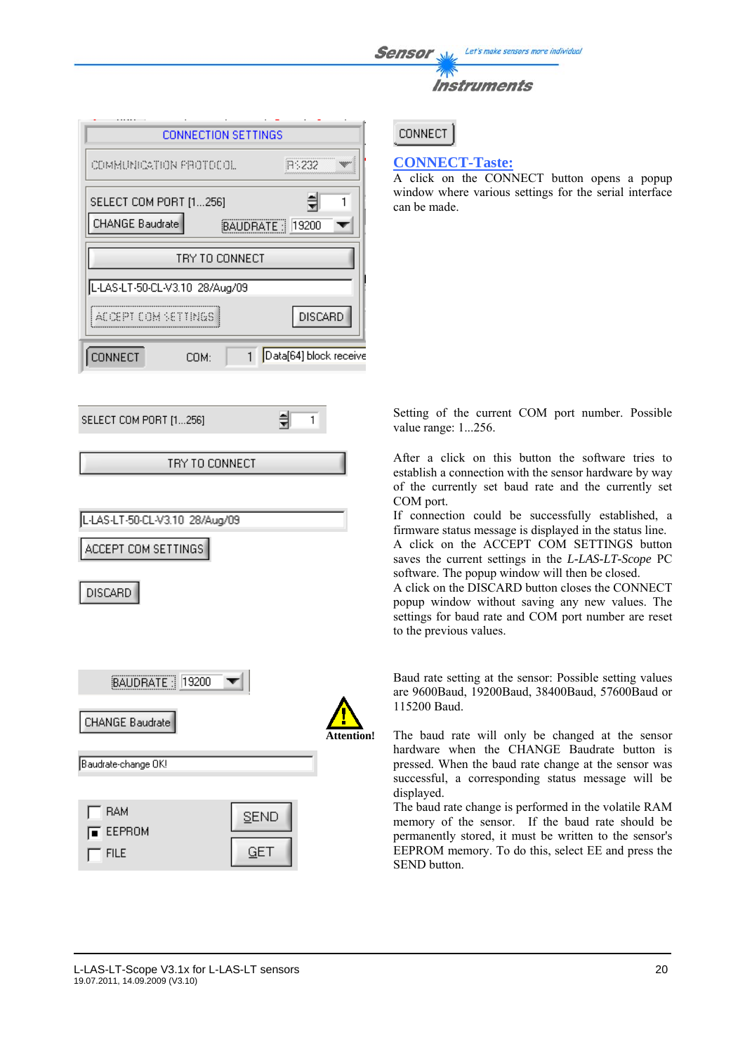## CONNECT-Taste:

A click on the CONNECT button opens a popup window where various settings for the serial interface can be made.

Setting of the current COM port number. Possible value range: 1...256.

After a click on this button the software tries to establish a connection with the sensor hardware by way of the currently set baud rate and the currently set COM port.

If connection could be successfully established, a firmware status message is displayed in the status line.

A click on the ACCEPT COM SETTINGS button saves the current settings in the *L-LAS-LT-Scope* PC software. The popup window will then be closed.

A click on the DISCARD button closes the CONNECT popup window without saving any new values. The settings for baud rate and COM port number are reset to the previous values.

Baud rate setting at the sensor: Possible setting values are 9600Baud, 19200Baud, 38400Baud, 57600Baud or 115200 Baud.

**Attention!**

The baud rate will only be changed at the sensor hardware when the CHANGE Baudrate button is pressed. When the baud rate change at the sensor was successful, a corresponding status message will be displayed.

The baud rate change is performed in the volatile RAM memory of the sensor. If the baud rate should be permanently stored, it must be written to the sensor's EEPROM memory. To do this, select EE and press the SEND button.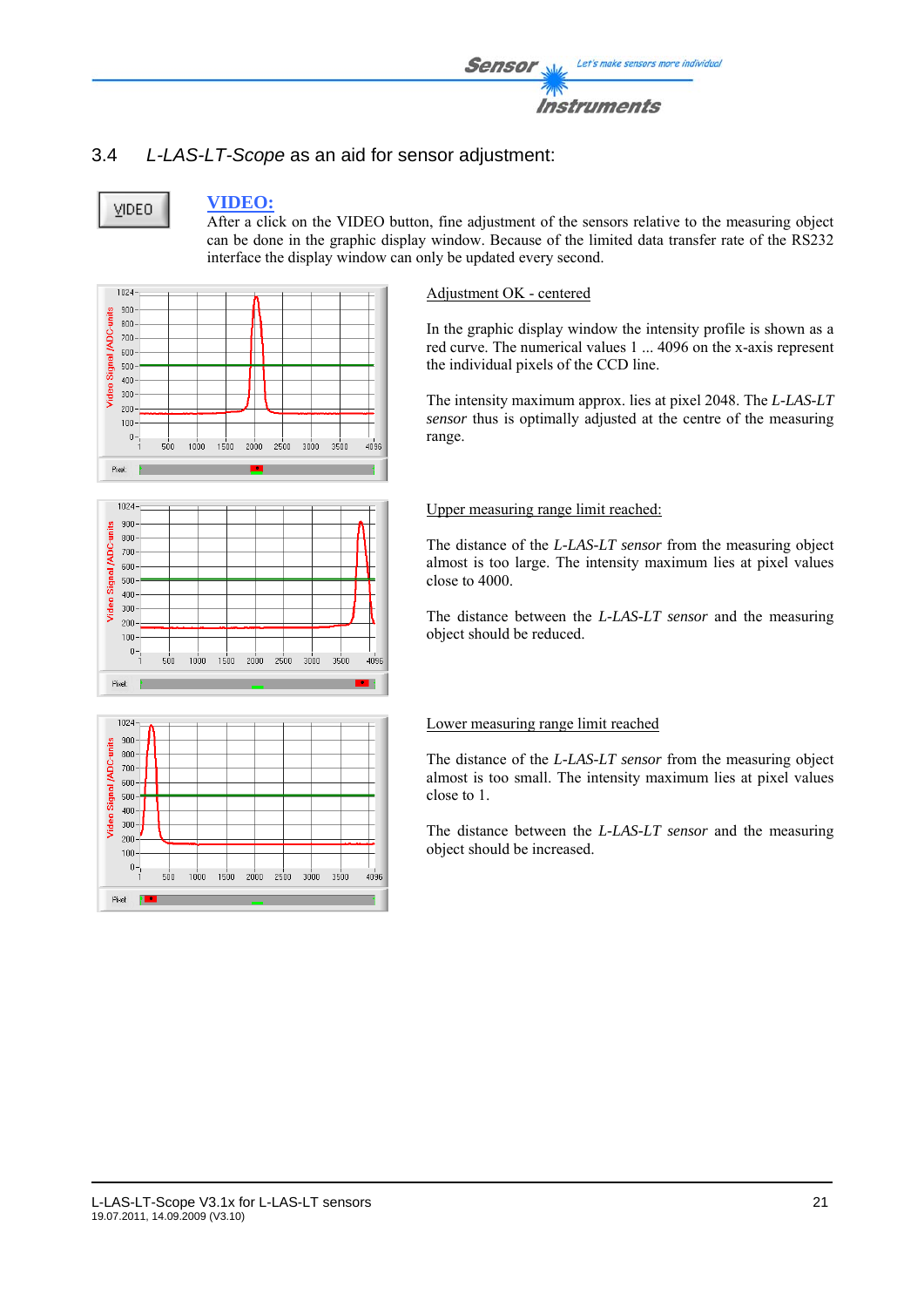## 3.4 *L-LAS-LT-Scope* as an aid for sensor adjustment:

VIDEO

**VIDEO:**
After a click on the VIDEO button, fine adjustment of the sensors relative to the measuring object can be done in the graphic display window. Because of the limited data transfer rate of the RS232 interface the display window can only be updated every second.

Adjustment OK - centered

In the graphic display window the intensity profile is shown as a red curve. The numerical values 1 ... 4096 on the x-axis represent the individual pixels of the CCD line.

The intensity maximum approx. lies at pixel 2048. The *L-LAS-LT sensor* thus is optimally adjusted at the centre of the measuring range.

Upper measuring range limit reached:

The distance of the *L-LAS-LT sensor* from the measuring object almost is too large. The intensity maximum lies at pixel values close to 4000.

The distance between the *L-LAS-LT sensor* and the measuring object should be reduced.

Lower measuring range limit reached

The distance of the *L-LAS-LT sensor* from the measuring object almost is too small. The intensity maximum lies at pixel values close to 1.

The distance between the *L-LAS-LT sensor* and the measuring object should be increased.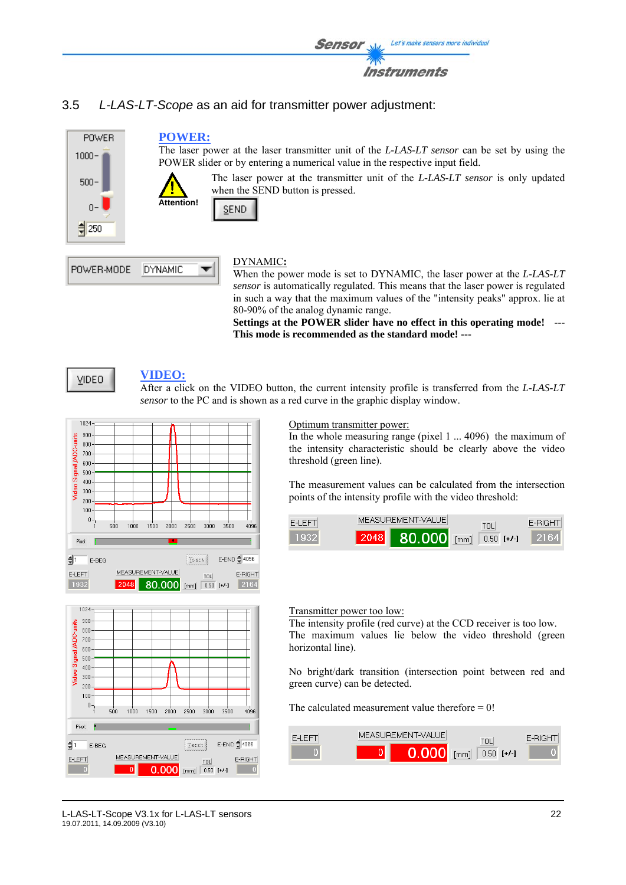## 3.5 *L-LAS-LT-Scope* as an aid for transmitter power adjustment:

**POWER:**

The laser power at the laser transmitter unit of the *L-LAS-LT sensor* can be set by using the POWER slider or by entering a numerical value in the respective input field.

Attention!

The laser power at the transmitter unit of the *L-LAS-LT sensor* is only updated when the SEND button is pressed.

DYNAMIC**:**

When the power mode is set to DYNAMIC, the laser power at the *L-LAS-LT sensor* is automatically regulated. This means that the laser power is regulated in such a way that the maximum values of the "intensity peaks" approx. lie at 80-90% of the analog dynamic range.

**Settings at the POWER slider have no effect in this operating mode! --- This mode is recommended as the standard mode! ---**

**VIDEO:**

After a click on the VIDEO button, the current intensity profile is transferred from the *L-LAS-LT sensor* to the PC and is shown as a red curve in the graphic display window.

Optimum transmitter power:

In the whole measuring range (pixel 1 ... 4096) the maximum of the intensity characteristic should be clearly above the video threshold (green line).

The measurement values can be calculated from the intersection points of the intensity profile with the video threshold:

| E-LEFT | MEASUREMENT-VALUE | | [mm] | TOL | [+/-] | E-RIGHT |
|---|---|---|---|---|---|---|
| 1932 | 2048 | 80.000 | | 0.50 | | 2164 |

Transmitter power too low:

The intensity profile (red curve) at the CCD receiver is too low. The maximum values lie below the video threshold (green horizontal line).

No bright/dark transition (intersection point between red and green curve) can be detected.

The calculated measurement value therefore = 0!

| E-LEFT | MEASUREMENT-VALUE | | [mm] | TOL | [+/-] | E-RIGHT |
|---|---|---|---|---|---|---|
| 0 | 0 | 0.000 | | 0.50 | | 0 |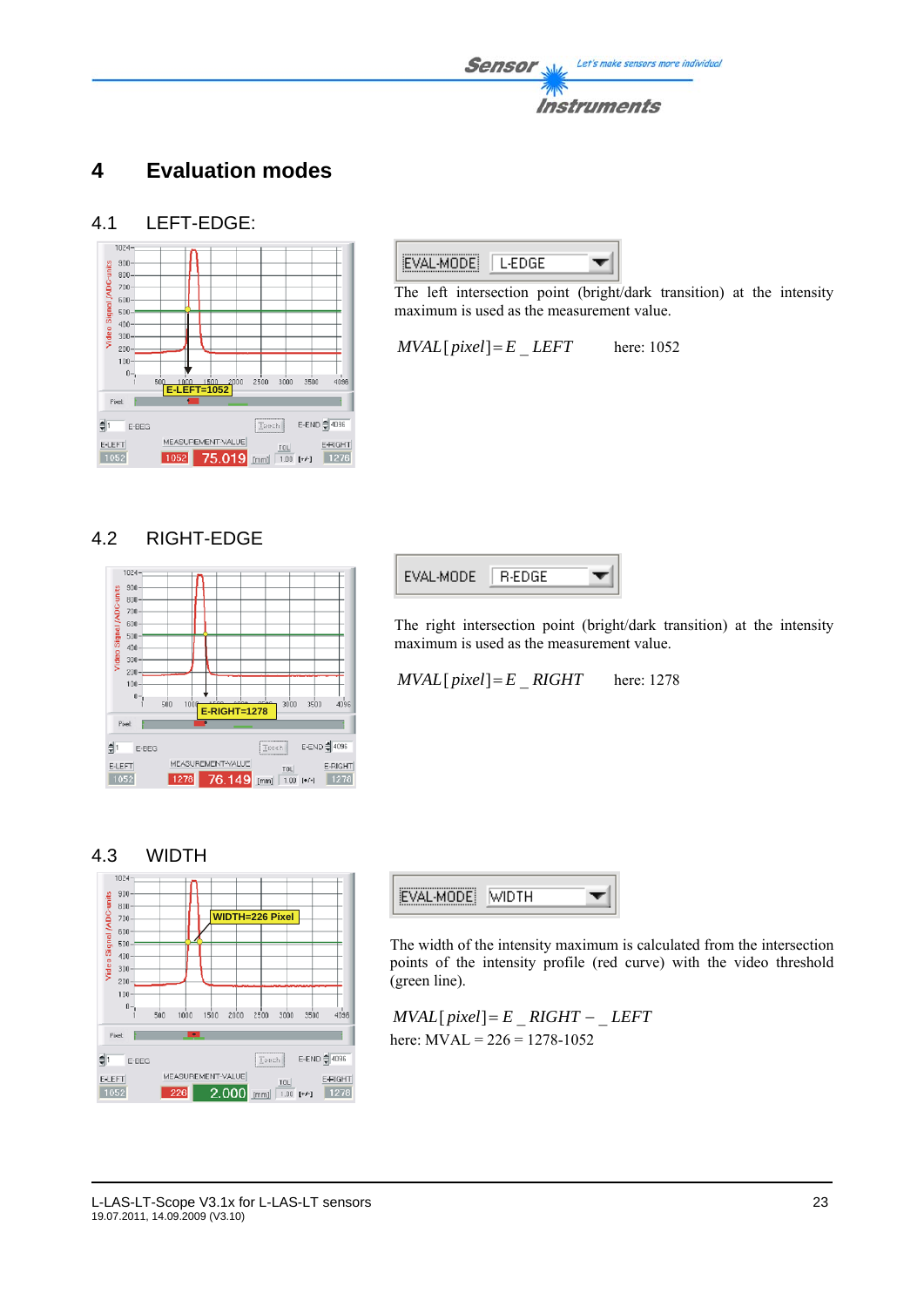# 4 Evaluation modes

## 4.1 LEFT-EDGE:

EVAL-MODE L-EDGE

The left intersection point (bright/dark transition) at the intensity maximum is used as the measurement value.

$MVAL[pixel] = E\_LEFT$ here: 1052

## 4.2 RIGHT-EDGE

EVAL-MODE R-EDGE

The right intersection point (bright/dark transition) at the intensity maximum is used as the measurement value.

$MVAL[pixel] = E\_RIGHT$ here: 1278

## 4.3 WIDTH

EVAL-MODE WIDTH

The width of the intensity maximum is calculated from the intersection points of the intensity profile (red curve) with the video threshold (green line).

$MVAL[pixel] = E\_RIGHT - \_LEFT$

here: MVAL = 226 = 1278-1052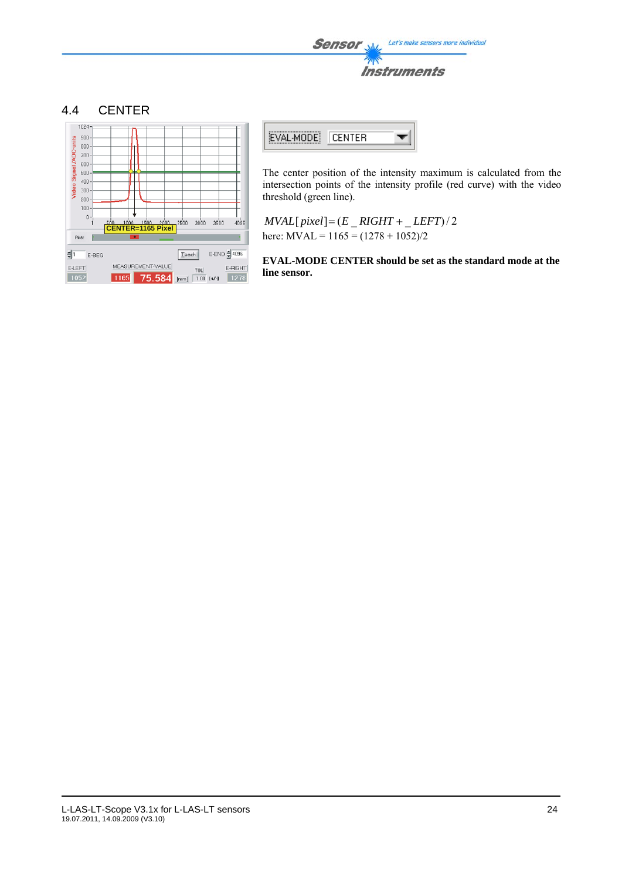## 4.4 CENTER

The center position of the intensity maximum is calculated from the intersection points of the intensity profile (red curve) with the video threshold (green line).

$$MVAL[pixel] = (E\_RIGHT + \_LEFT)/2$$

here: MVAL = 1165 = (1278 + 1052)/2

**EVAL-MODE CENTER should be set as the standard mode at the line sensor.**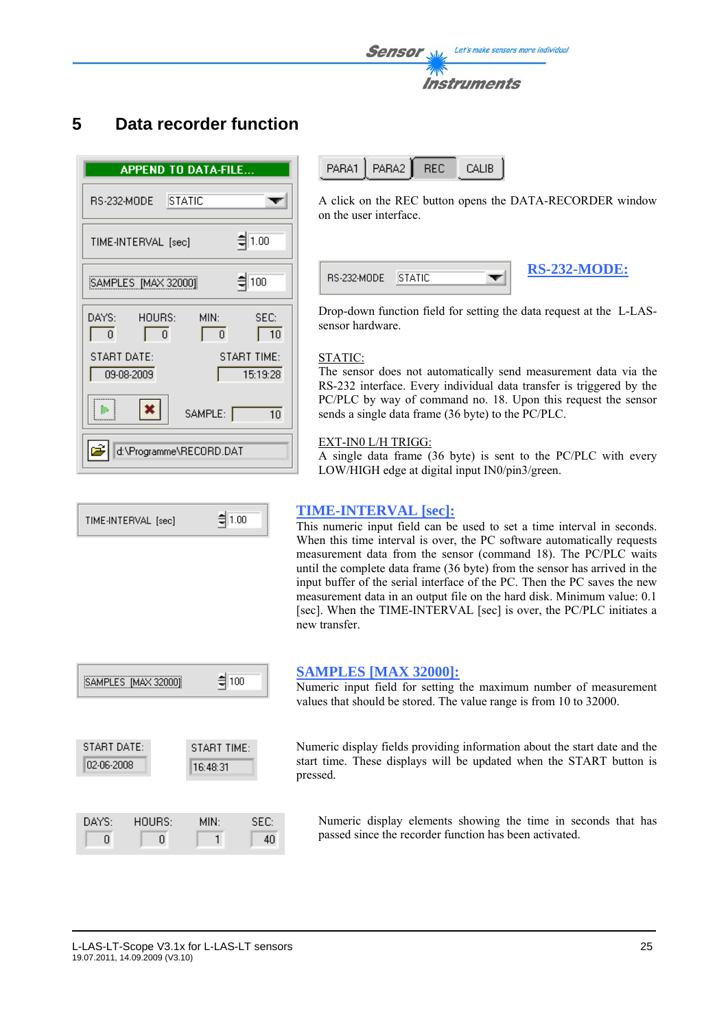# 5 Data recorder function

A click on the REC button opens the DATA-RECORDER window on the user interface.

## RS-232-MODE:

Drop-down function field for setting the data request at the L-LAS-sensor hardware.

STATIC:
The sensor does not automatically send measurement data via the RS-232 interface. Every individual data transfer is triggered by the PC/PLC by way of command no. 18. Upon this request the sensor sends a single data frame (36 byte) to the PC/PLC.

EXT-IN0 L/H TRIGG:
A single data frame (36 byte) is sent to the PC/PLC with every LOW/HIGH edge at digital input IN0/pin3/green.

## TIME-INTERVAL [sec]:

This numeric input field can be used to set a time interval in seconds. When this time interval is over, the PC software automatically requests measurement data from the sensor (command 18). The PC/PLC waits until the complete data frame (36 byte) from the sensor has arrived in the input buffer of the serial interface of the PC. Then the PC saves the new measurement data in an output file on the hard disk. Minimum value: 0.1 [sec]. When the TIME-INTERVAL [sec] is over, the PC/PLC initiates a new transfer.

## SAMPLES [MAX 32000]:

Numeric input field for setting the maximum number of measurement values that should be stored. The value range is from 10 to 32000.

Numeric display fields providing information about the start date and the start time. These displays will be updated when the START button is pressed.

Numeric display elements showing the time in seconds that has passed since the recorder function has been activated.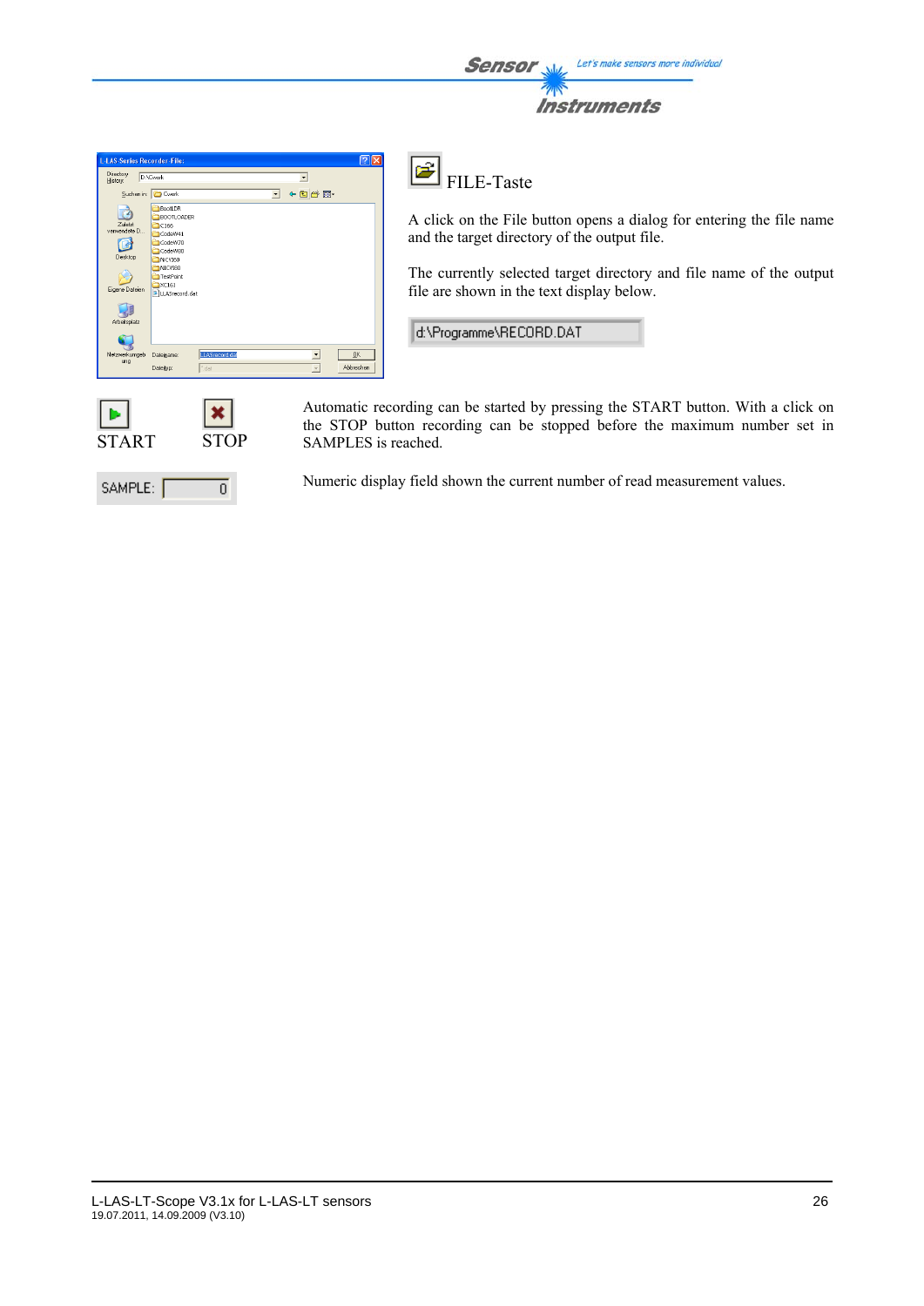FILE-Taste

A click on the File button opens a dialog for entering the file name and the target directory of the output file.

The currently selected target directory and file name of the output file are shown in the text display below.

d:\Programme\RECORD.DAT

START STOP

Automatic recording can be started by pressing the START button. With a click on the STOP button recording can be stopped before the maximum number set in SAMPLES is reached.

SAMPLE: 0

Numeric display field shown the current number of read measurement values.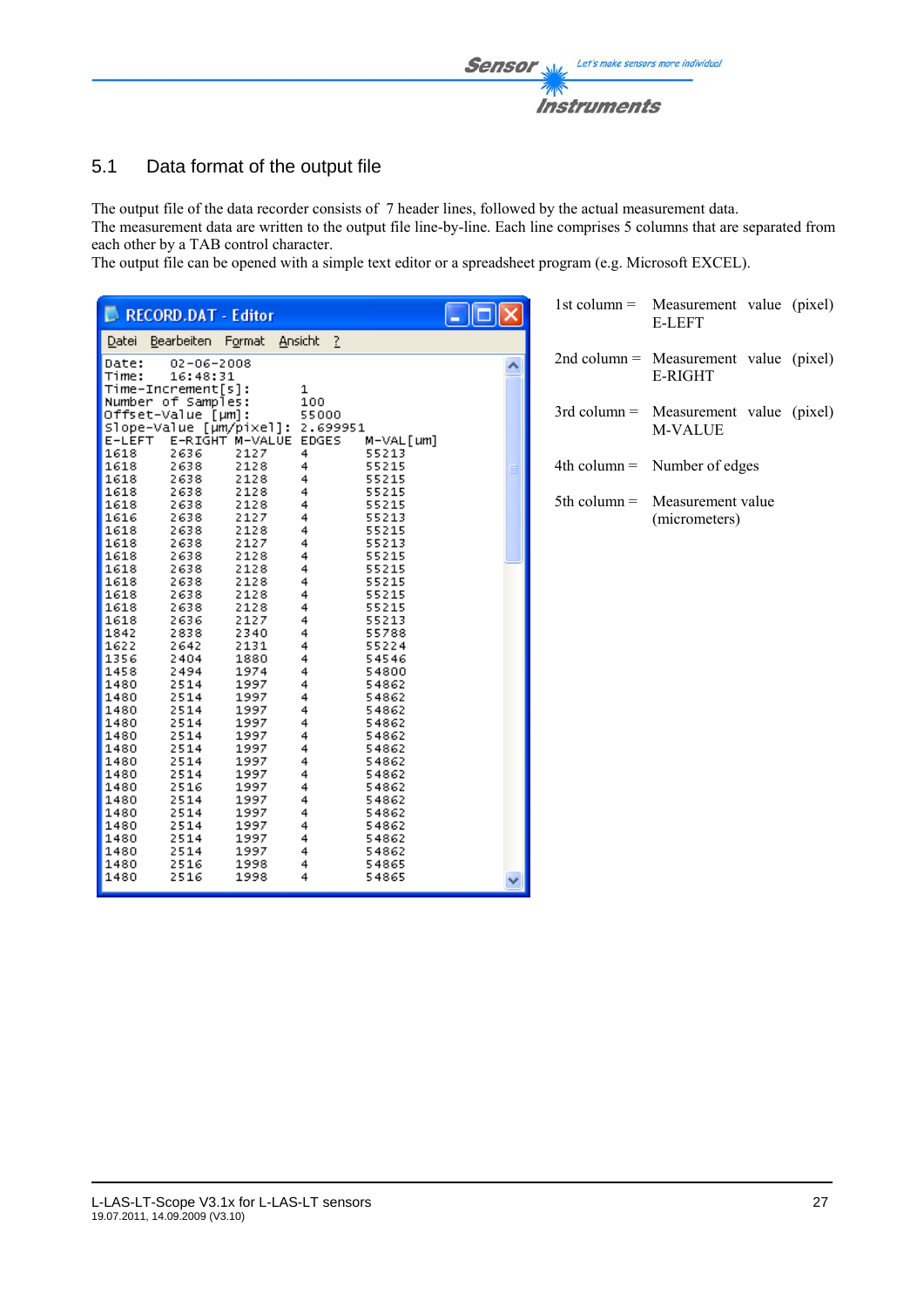## 5.1 Data format of the output file

The output file of the data recorder consists of 7 header lines, followed by the actual measurement data.
The measurement data are written to the output file line-by-line. Each line comprises 5 columns that are separated from each other by a TAB control character.
The output file can be opened with a simple text editor or a spreadsheet program (e.g. Microsoft EXCEL).

RECORD.DAT - Editor

Datei Bearbeiten Format Ansicht ?

```
Date:    02-06-2008
Time:    16:48:31
Time-Increment[s]:     1
Number of Samples:     100
Offset-Value [µm]:     55000
Slope-Value [µm/pixel]: 2.699951
E-LEFT  E-RIGHT M-VALUE EDGES   M-VAL[um]
1618    2636    2127    4       55213
1618    2638    2128    4       55215
1618    2638    2128    4       55215
1618    2638    2128    4       55215
1618    2638    2128    4       55215
1616    2638    2127    4       55213
1618    2638    2128    4       55215
1618    2638    2127    4       55213
1618    2638    2128    4       55215
1618    2638    2128    4       55215
1618    2638    2128    4       55215
1618    2638    2128    4       55215
1618    2638    2128    4       55215
1618    2636    2127    4       55213
1842    2838    2340    4       55788
1622    2642    2131    4       55224
1356    2404    1880    4       54546
1458    2494    1974    4       54800
1480    2514    1997    4       54862
1480    2514    1997    4       54862
1480    2514    1997    4       54862
1480    2514    1997    4       54862
1480    2514    1997    4       54862
1480    2514    1997    4       54862
1480    2514    1997    4       54862
1480    2514    1997    4       54862
1480    2516    1997    4       54862
1480    2514    1997    4       54862
1480    2514    1997    4       54862
1480    2514    1997    4       54862
1480    2514    1997    4       54862
1480    2514    1997    4       54862
1480    2516    1998    4       54865
1480    2516    1998    4       54865
```

1st column = Measurement value (pixel) E-LEFT

2nd column = Measurement value (pixel) E-RIGHT

3rd column = Measurement value (pixel) M-VALUE

4th column = Number of edges

5th column = Measurement value (micrometers)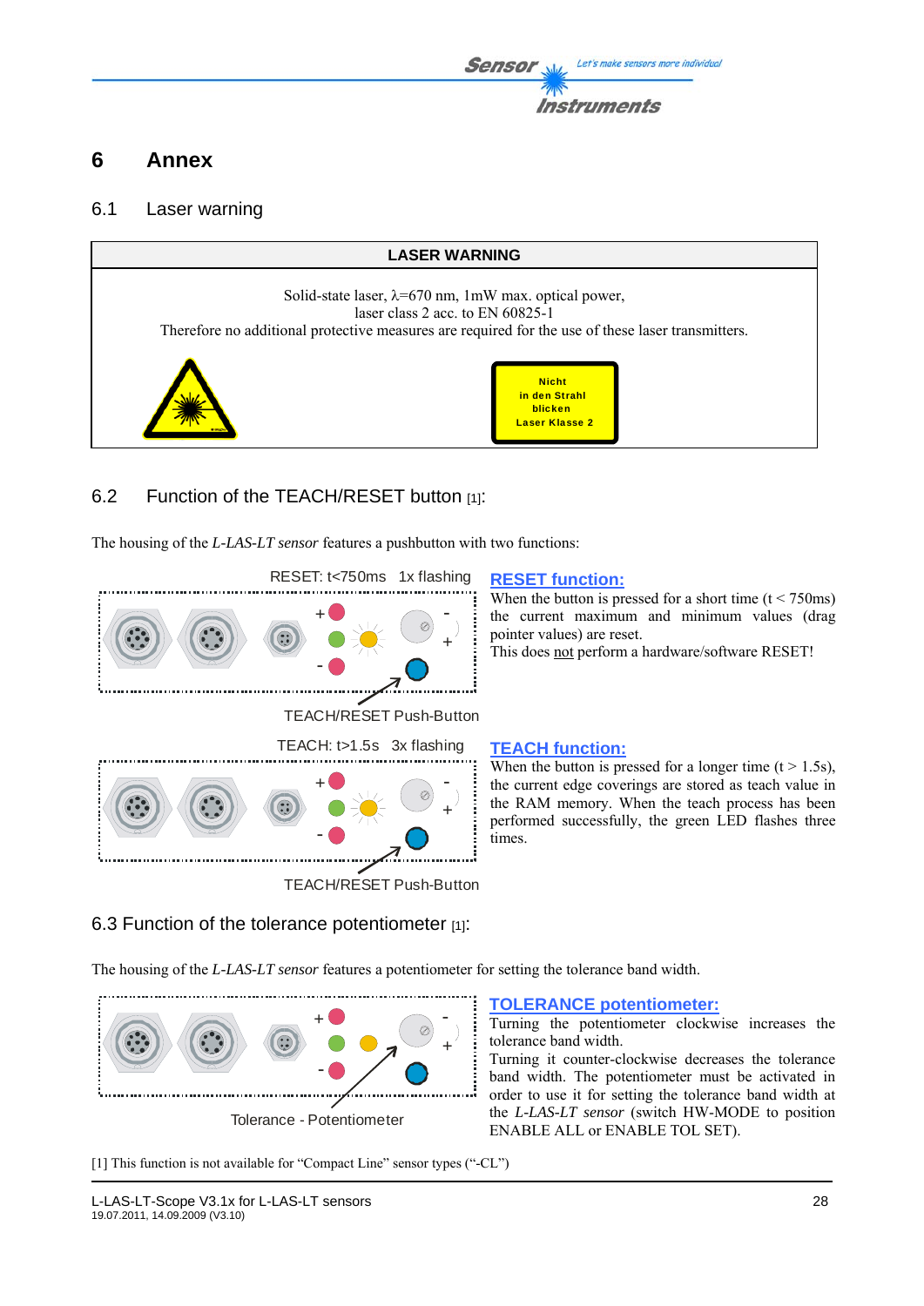# 6 Annex

## 6.1 Laser warning

| LASER WARNING |
|---|
| Solid-state laser, λ=670 nm, 1mW max. optical power, laser class 2 acc. to EN 60825-1 Therefore no additional protective measures are required for the use of these laser transmitters. |

Nicht in den Strahl blicken Laser Klasse 2

## 6.2 Function of the TEACH/RESET button [1]:

The housing of the *L-LAS-LT sensor* features a pushbutton with two functions:

RESET: t<750ms 1x flashing

TEACH/RESET Push-Button

**RESET function:**

When the button is pressed for a short time (t < 750ms) the current maximum and minimum values (drag pointer values) are reset.
This does not perform a hardware/software RESET!

TEACH: t>1.5s 3x flashing

TEACH/RESET Push-Button

**TEACH function:**

When the button is pressed for a longer time (t > 1.5s), the current edge coverings are stored as teach value in the RAM memory. When the teach process has been performed successfully, the green LED flashes three times.

## 6.3 Function of the tolerance potentiometer [1]:

The housing of the *L-LAS-LT sensor* features a potentiometer for setting the tolerance band width.

Tolerance - Potentiometer

**TOLERANCE potentiometer:**

Turning the potentiometer clockwise increases the tolerance band width.
Turning it counter-clockwise decreases the tolerance band width. The potentiometer must be activated in order to use it for setting the tolerance band width at the *L-LAS-LT sensor* (switch HW-MODE to position ENABLE ALL or ENABLE TOL SET).

[1] This function is not available for "Compact Line" sensor types ("-CL")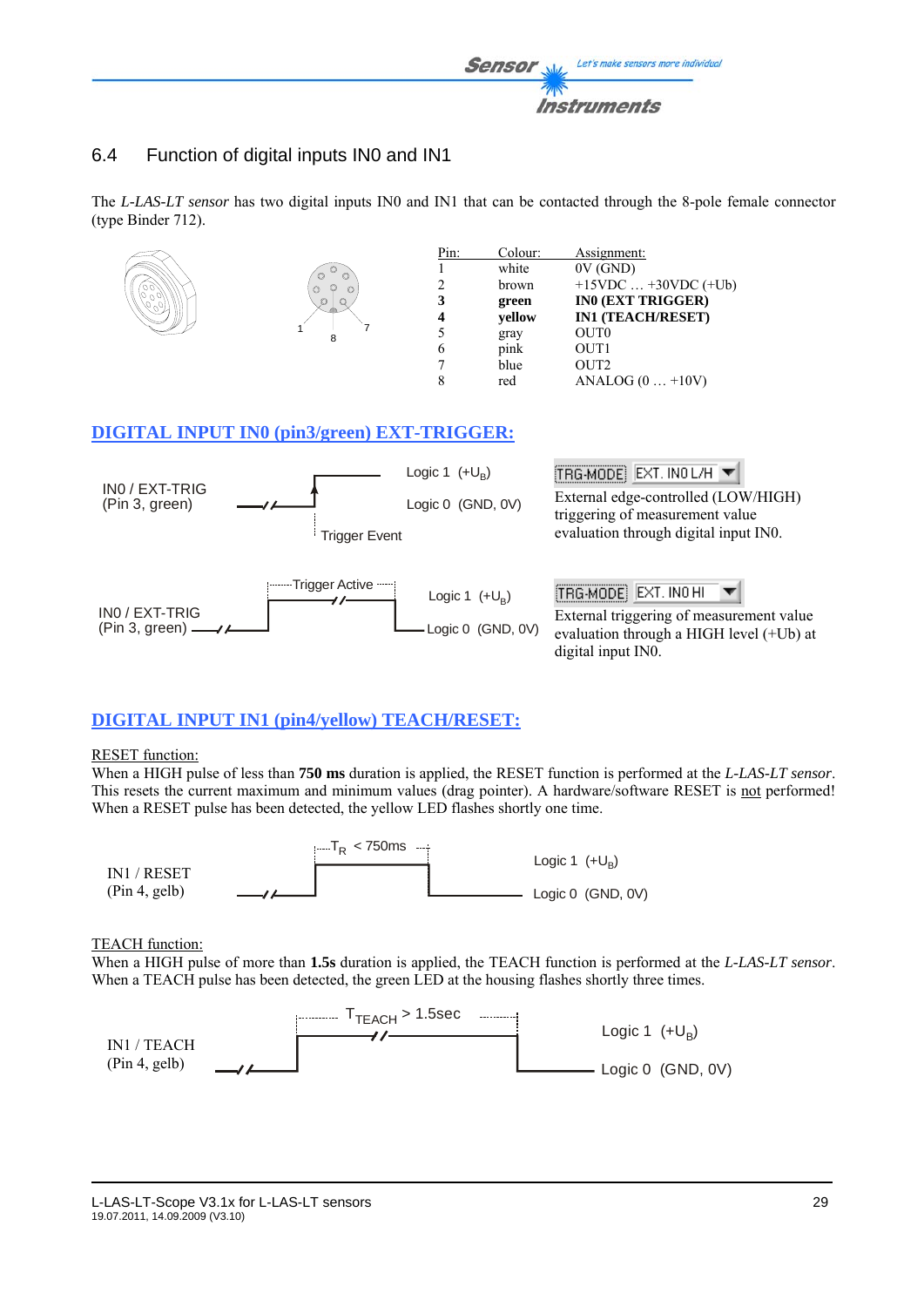## 6.4 Function of digital inputs IN0 and IN1

The *L-LAS-LT sensor* has two digital inputs IN0 and IN1 that can be contacted through the 8-pole female connector (type Binder 712).

| Pin: | Colour: | Assignment: |
|---|---|---|
| 1 | white | 0V (GND) |
| 2 | brown | +15VDC … +30VDC (+Ub) |
| **3** | **green** | **IN0 (EXT TRIGGER)** |
| **4** | **yellow** | **IN1 (TEACH/RESET)** |
| 5 | gray | OUT0 |
| 6 | pink | OUT1 |
| 7 | blue | OUT2 |
| 8 | red | ANALOG (0 … +10V) |

### DIGITAL INPUT IN0 (pin3/green) EXT-TRIGGER:

IN0 / EXT-TRIG (Pin 3, green) — Logic 1 $(+U_B)$, Logic 0 (GND, 0V), Trigger Event

TRG-MODE: EXT. IN0 L/H

External edge-controlled (LOW/HIGH) triggering of measurement value evaluation through digital input IN0.

IN0 / EXT-TRIG (Pin 3, green) — Trigger Active, Logic 1 $(+U_B)$, Logic 0 (GND, 0V)

TRG-MODE: EXT. IN0 HI

External triggering of measurement value evaluation through a HIGH level (+Ub) at digital input IN0.

### DIGITAL INPUT IN1 (pin4/yellow) TEACH/RESET:

RESET function:

When a HIGH pulse of less than **750 ms** duration is applied, the RESET function is performed at the *L-LAS-LT sensor*. This resets the current maximum and minimum values (drag pointer). A hardware/software RESET is not performed! When a RESET pulse has been detected, the yellow LED flashes shortly one time.

IN1 / RESET (Pin 4, gelb) — $T_R$ < 750ms, Logic 1 $(+U_B)$, Logic 0 (GND, 0V)

TEACH function:

When a HIGH pulse of more than **1.5s** duration is applied, the TEACH function is performed at the *L-LAS-LT sensor*. When a TEACH pulse has been detected, the green LED at the housing flashes shortly three times.

IN1 / TEACH (Pin 4, gelb) — $T_{TEACH}$ > 1.5sec, Logic 1 $(+U_B)$, Logic 0 (GND, 0V)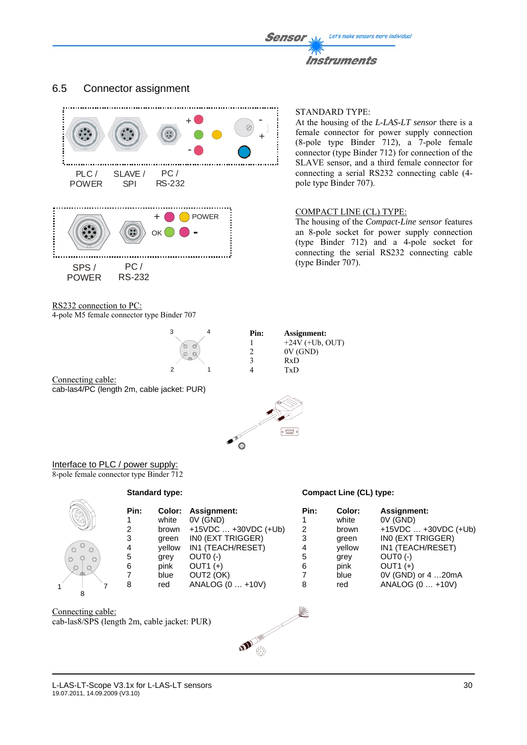## 6.5 Connector assignment

PLC / POWER　SLAVE / SPI　PC / RS-232

SPS / POWER　PC / RS-232

STANDARD TYPE:
At the housing of the *L-LAS-LT sensor* there is a female connector for power supply connection (8-pole type Binder 712), a 7-pole female connector (type Binder 712) for connection of the SLAVE sensor, and a third female connector for connecting a serial RS232 connecting cable (4-pole type Binder 707).

COMPACT LINE (CL) TYPE:
The housing of the *Compact-Line sensor* features an 8-pole socket for power supply connection (type Binder 712) and a 4-pole socket for connecting the serial RS232 connecting cable (type Binder 707).

RS232 connection to PC:
4-pole M5 female connector type Binder 707

| Pin: | Assignment: |
|---|---|
| 1 | +24V (+Ub, OUT) |
| 2 | 0V (GND) |
| 3 | RxD |
| 4 | TxD |

Connecting cable:
cab-las4/PC (length 2m, cable jacket: PUR)

Interface to PLC / power supply:
8-pole female connector type Binder 712

**Standard type:**

| Pin: | Color: | Assignment: |
|---|---|---|
| 1 | white | 0V (GND) |
| 2 | brown | +15VDC … +30VDC (+Ub) |
| 3 | green | IN0 (EXT TRIGGER) |
| 4 | yellow | IN1 (TEACH/RESET) |
| 5 | grey | OUT0 (-) |
| 6 | pink | OUT1 (+) |
| 7 | blue | OUT2 (OK) |
| 8 | red | ANALOG (0 … +10V) |

**Compact Line (CL) type:**

| Pin: | Color: | Assignment: |
|---|---|---|
| 1 | white | 0V (GND) |
| 2 | brown | +15VDC … +30VDC (+Ub) |
| 3 | green | IN0 (EXT TRIGGER) |
| 4 | yellow | IN1 (TEACH/RESET) |
| 5 | grey | OUT0 (-) |
| 6 | pink | OUT1 (+) |
| 7 | blue | 0V (GND) or 4 …20mA |
| 8 | red | ANALOG (0 … +10V) |

Connecting cable:
cab-las8/SPS (length 2m, cable jacket: PUR)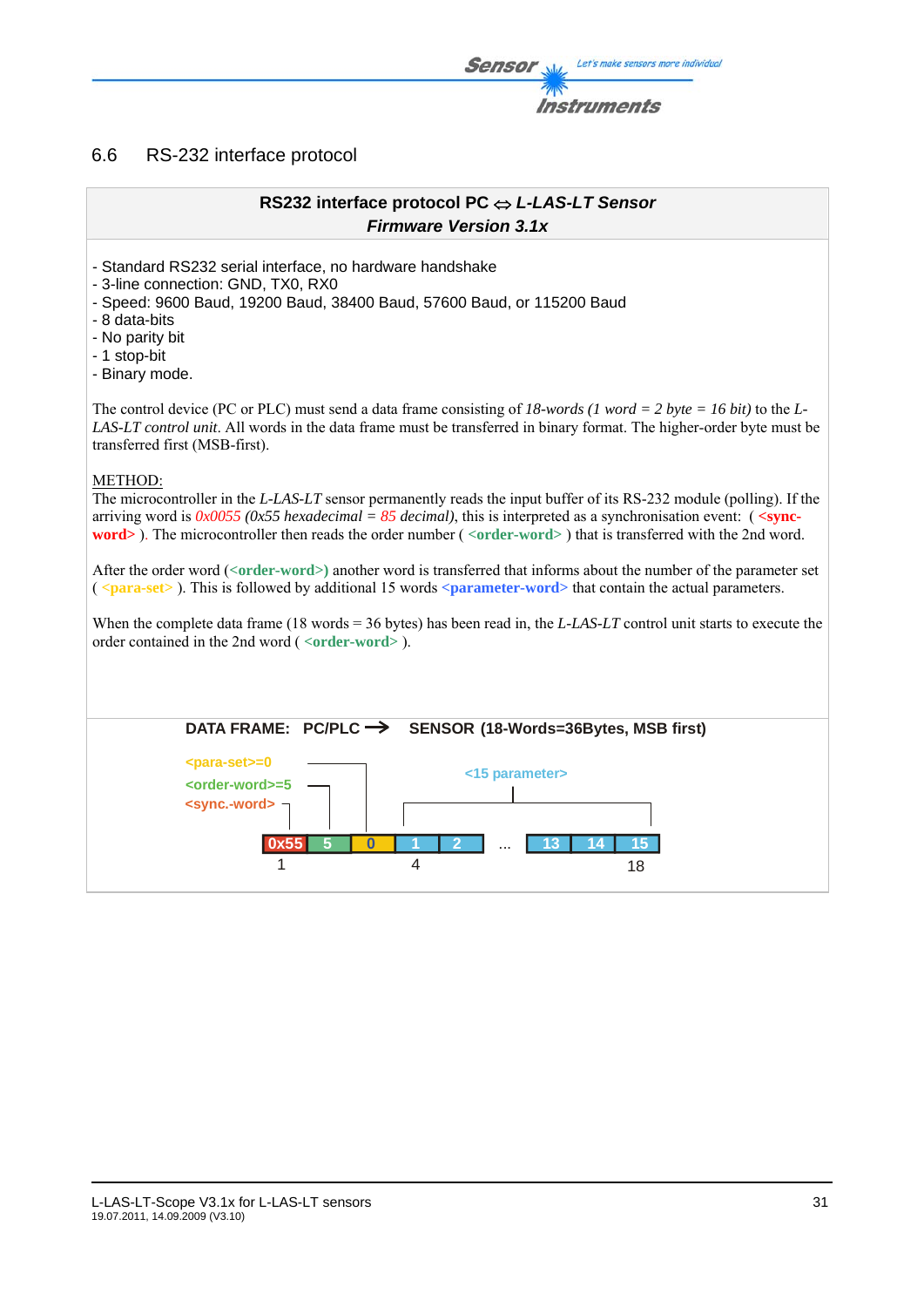## 6.6 RS-232 interface protocol

**RS232 interface protocol PC ⇔ *L-LAS-LT Sensor***
***Firmware Version 3.1x***

- Standard RS232 serial interface, no hardware handshake
- 3-line connection: GND, TX0, RX0
- Speed: 9600 Baud, 19200 Baud, 38400 Baud, 57600 Baud, or 115200 Baud
- 8 data-bits
- No parity bit
- 1 stop-bit
- Binary mode.

The control device (PC or PLC) must send a data frame consisting of *18-words (1 word = 2 byte = 16 bit)* to the *L-LAS-LT control unit*. All words in the data frame must be transferred in binary format. The higher-order byte must be transferred first (MSB-first).

METHOD:
The microcontroller in the *L-LAS-LT* sensor permanently reads the input buffer of its RS-232 module (polling). If the arriving word is *0x0055 (0x55 hexadecimal = 85 decimal)*, this is interpreted as a synchronisation event: ( **<sync-word>** ). The microcontroller then reads the order number ( **<order-word>** ) that is transferred with the 2nd word.

After the order word (**<order-word>)** another word is transferred that informs about the number of the parameter set ( **<para-set>** ). This is followed by additional 15 words **<parameter-word>** that contain the actual parameters.

When the complete data frame (18 words = 36 bytes) has been read in, the *L-LAS-LT* control unit starts to execute the order contained in the 2nd word ( **<order-word>** ).

**DATA FRAME: PC/PLC → SENSOR (18-Words=36Bytes, MSB first)**

<para-set>=0
<order-word>=5
<sync.-word>
<15 parameter>

| 0x55 | 5 | 0 | 1 | 2 | ... | 13 | 14 | 15 |
|---|---|---|---|---|---|---|---|---|
| 1 | | | 4 | | | | | 18 |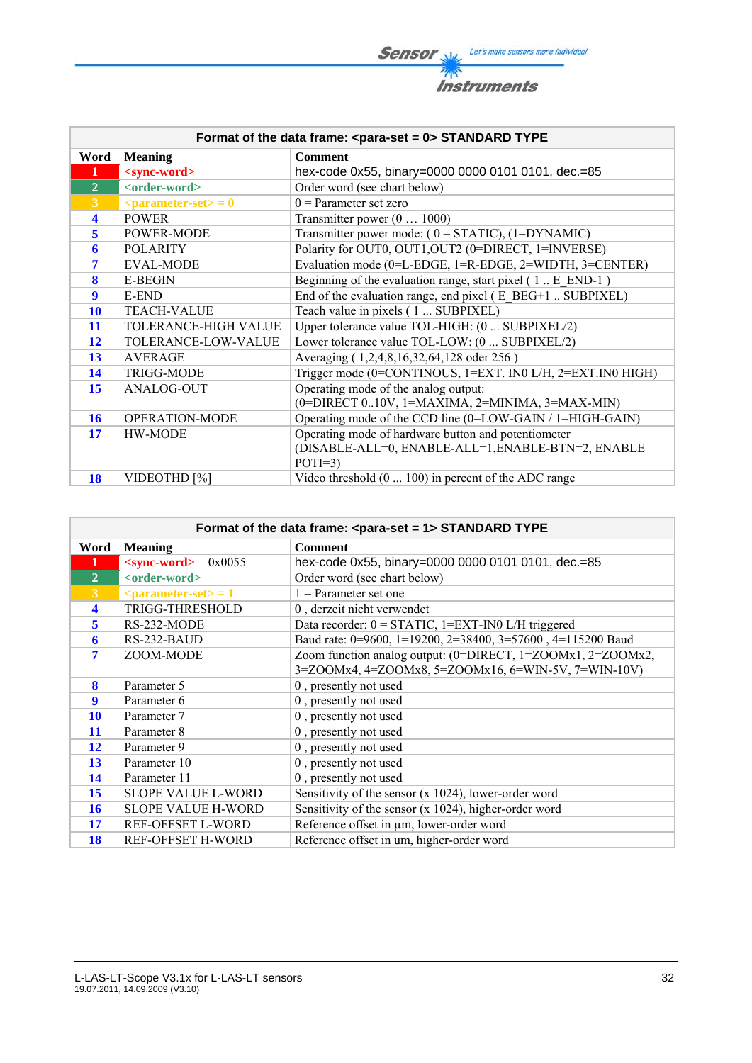| Format of the data frame: <para-set = 0> STANDARD TYPE | | |
|---|---|---|
| **Word** | **Meaning** | **Comment** |
| **1** | **<sync-word>** | hex-code 0x55, binary=0000 0000 0101 0101, dec.=85 |
| **2** | **<order-word>** | Order word (see chart below) |
| **3** | **<parameter-set> = 0** | 0 = Parameter set zero |
| **4** | POWER | Transmitter power (0 … 1000) |
| **5** | POWER-MODE | Transmitter power mode: ( 0 = STATIC), (1=DYNAMIC) |
| **6** | POLARITY | Polarity for OUT0, OUT1,OUT2 (0=DIRECT, 1=INVERSE) |
| **7** | EVAL-MODE | Evaluation mode (0=L-EDGE, 1=R-EDGE, 2=WIDTH, 3=CENTER) |
| **8** | E-BEGIN | Beginning of the evaluation range, start pixel ( 1 .. E_END-1 ) |
| **9** | E-END | End of the evaluation range, end pixel ( E_BEG+1 .. SUBPIXEL) |
| **10** | TEACH-VALUE | Teach value in pixels ( 1 ... SUBPIXEL) |
| **11** | TOLERANCE-HIGH VALUE | Upper tolerance value TOL-HIGH: (0 ... SUBPIXEL/2) |
| **12** | TOLERANCE-LOW-VALUE | Lower tolerance value TOL-LOW: (0 ... SUBPIXEL/2) |
| **13** | AVERAGE | Averaging ( 1,2,4,8,16,32,64,128 oder 256 ) |
| **14** | TRIGG-MODE | Trigger mode (0=CONTINOUS, 1=EXT. IN0 L/H, 2=EXT.IN0 HIGH) |
| **15** | ANALOG-OUT | Operating mode of the analog output: (0=DIRECT 0..10V, 1=MAXIMA, 2=MINIMA, 3=MAX-MIN) |
| **16** | OPERATION-MODE | Operating mode of the CCD line (0=LOW-GAIN / 1=HIGH-GAIN) |
| **17** | HW-MODE | Operating mode of hardware button and potentiometer (DISABLE-ALL=0, ENABLE-ALL=1,ENABLE-BTN=2, ENABLE POTI=3) |
| **18** | VIDEOTHD [%] | Video threshold (0 ... 100) in percent of the ADC range |

| Format of the data frame: <para-set = 1> STANDARD TYPE | | |
|---|---|---|
| **Word** | **Meaning** | **Comment** |
| **1** | **<sync-word>** = 0x0055 | hex-code 0x55, binary=0000 0000 0101 0101, dec.=85 |
| **2** | **<order-word>** | Order word (see chart below) |
| **3** | **<parameter-set> = 1** | 1 = Parameter set one |
| **4** | TRIGG-THRESHOLD | 0 , derzeit nicht verwendet |
| **5** | RS-232-MODE | Data recorder: 0 = STATIC, 1=EXT-IN0 L/H triggered |
| **6** | RS-232-BAUD | Baud rate: 0=9600, 1=19200, 2=38400, 3=57600 , 4=115200 Baud |
| **7** | ZOOM-MODE | Zoom function analog output: (0=DIRECT, 1=ZOOMx1, 2=ZOOMx2, 3=ZOOMx4, 4=ZOOMx8, 5=ZOOMx16, 6=WIN-5V, 7=WIN-10V) |
| **8** | Parameter 5 | 0 , presently not used |
| **9** | Parameter 6 | 0 , presently not used |
| **10** | Parameter 7 | 0 , presently not used |
| **11** | Parameter 8 | 0 , presently not used |
| **12** | Parameter 9 | 0 , presently not used |
| **13** | Parameter 10 | 0 , presently not used |
| **14** | Parameter 11 | 0 , presently not used |
| **15** | SLOPE VALUE L-WORD | Sensitivity of the sensor (x 1024), lower-order word |
| **16** | SLOPE VALUE H-WORD | Sensitivity of the sensor (x 1024), higher-order word |
| **17** | REF-OFFSET L-WORD | Reference offset in µm, lower-order word |
| **18** | REF-OFFSET H-WORD | Reference offset in um, higher-order word |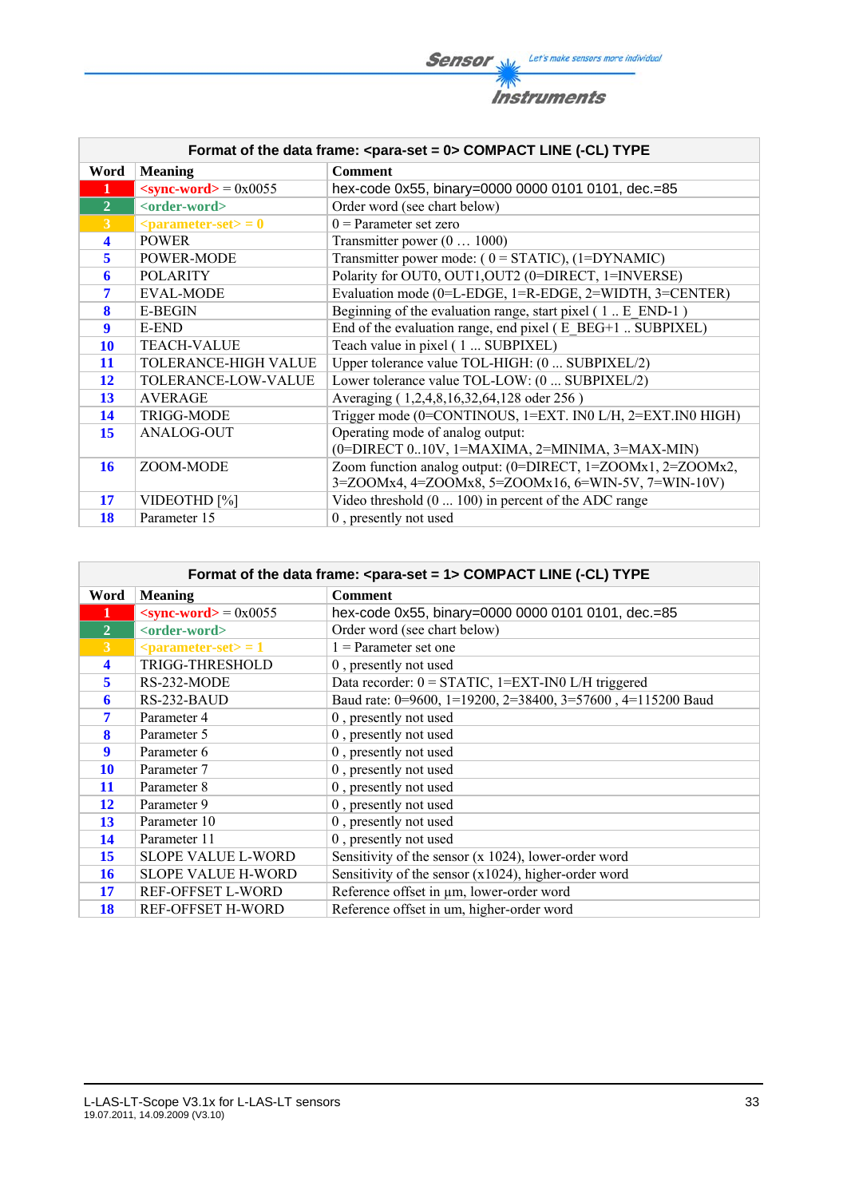| Format of the data frame: <para-set = 0> COMPACT LINE (-CL) TYPE | | |
|---|---|---|
| **Word** | **Meaning** | **Comment** |
| 1 | <sync-word> = 0x0055 | hex-code 0x55, binary=0000 0000 0101 0101, dec.=85 |
| 2 | <order-word> | Order word (see chart below) |
| 3 | <parameter-set> = 0 | 0 = Parameter set zero |
| 4 | POWER | Transmitter power (0 … 1000) |
| 5 | POWER-MODE | Transmitter power mode: ( 0 = STATIC), (1=DYNAMIC) |
| 6 | POLARITY | Polarity for OUT0, OUT1,OUT2 (0=DIRECT, 1=INVERSE) |
| 7 | EVAL-MODE | Evaluation mode (0=L-EDGE, 1=R-EDGE, 2=WIDTH, 3=CENTER) |
| 8 | E-BEGIN | Beginning of the evaluation range, start pixel ( 1 .. E_END-1 ) |
| 9 | E-END | End of the evaluation range, end pixel ( E_BEG+1 .. SUBPIXEL) |
| 10 | TEACH-VALUE | Teach value in pixel ( 1 ... SUBPIXEL) |
| 11 | TOLERANCE-HIGH VALUE | Upper tolerance value TOL-HIGH: (0 ... SUBPIXEL/2) |
| 12 | TOLERANCE-LOW-VALUE | Lower tolerance value TOL-LOW: (0 ... SUBPIXEL/2) |
| 13 | AVERAGE | Averaging ( 1,2,4,8,16,32,64,128 oder 256 ) |
| 14 | TRIGG-MODE | Trigger mode (0=CONTINOUS, 1=EXT. IN0 L/H, 2=EXT.IN0 HIGH) |
| 15 | ANALOG-OUT | Operating mode of analog output: (0=DIRECT 0..10V, 1=MAXIMA, 2=MINIMA, 3=MAX-MIN) |
| 16 | ZOOM-MODE | Zoom function analog output: (0=DIRECT, 1=ZOOMx1, 2=ZOOMx2, 3=ZOOMx4, 4=ZOOMx8, 5=ZOOMx16, 6=WIN-5V, 7=WIN-10V) |
| 17 | VIDEOTHD [%] | Video threshold (0 ... 100) in percent of the ADC range |
| 18 | Parameter 15 | 0 , presently not used |

| Format of the data frame: <para-set = 1> COMPACT LINE (-CL) TYPE | | |
|---|---|---|
| **Word** | **Meaning** | **Comment** |
| 1 | <sync-word> = 0x0055 | hex-code 0x55, binary=0000 0000 0101 0101, dec.=85 |
| 2 | <order-word> | Order word (see chart below) |
| 3 | <parameter-set> = 1 | 1 = Parameter set one |
| 4 | TRIGG-THRESHOLD | 0 , presently not used |
| 5 | RS-232-MODE | Data recorder: 0 = STATIC, 1=EXT-IN0 L/H triggered |
| 6 | RS-232-BAUD | Baud rate: 0=9600, 1=19200, 2=38400, 3=57600 , 4=115200 Baud |
| 7 | Parameter 4 | 0 , presently not used |
| 8 | Parameter 5 | 0 , presently not used |
| 9 | Parameter 6 | 0 , presently not used |
| 10 | Parameter 7 | 0 , presently not used |
| 11 | Parameter 8 | 0 , presently not used |
| 12 | Parameter 9 | 0 , presently not used |
| 13 | Parameter 10 | 0 , presently not used |
| 14 | Parameter 11 | 0 , presently not used |
| 15 | SLOPE VALUE L-WORD | Sensitivity of the sensor (x 1024), lower-order word |
| 16 | SLOPE VALUE H-WORD | Sensitivity of the sensor (x1024), higher-order word |
| 17 | REF-OFFSET L-WORD | Reference offset in µm, lower-order word |
| 18 | REF-OFFSET H-WORD | Reference offset in um, higher-order word |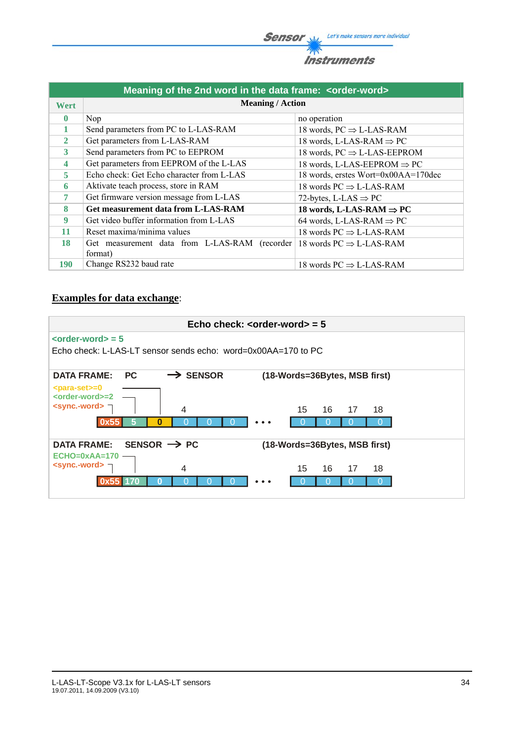| Meaning of the 2nd word in the data frame: <order-word> | | |
|---|---|---|
| **Wert** | **Meaning / Action** | |
| **0** | Nop | no operation |
| **1** | Send parameters from PC to L-LAS-RAM | 18 words, PC ⇒ L-LAS-RAM |
| **2** | Get parameters from L-LAS-RAM | 18 words, L-LAS-RAM ⇒ PC |
| **3** | Send parameters from PC to EEPROM | 18 words, PC ⇒ L-LAS-EEPROM |
| **4** | Get parameters from EEPROM of the L-LAS | 18 words, L-LAS-EEPROM ⇒ PC |
| **5** | Echo check: Get Echo character from L-LAS | 18 words, erstes Wort=0x00AA=170dec |
| **6** | Aktivate teach process, store in RAM | 18 words PC ⇒ L-LAS-RAM |
| **7** | Get firmware version message from L-LAS | 72-bytes, L-LAS ⇒ PC |
| **8** | **Get measurement data from L-LAS-RAM** | **18 words, L-LAS-RAM ⇒ PC** |
| **9** | Get video buffer information from L-LAS | 64 words, L-LAS-RAM ⇒ PC |
| **11** | Reset maxima/minima values | 18 words PC ⇒ L-LAS-RAM |
| **18** | Get measurement data from L-LAS-RAM (recorder format) | 18 words PC ⇒ L-LAS-RAM |
| **190** | Change RS232 baud rate | 18 words PC ⇒ L-LAS-RAM |

**Examples for data exchange**:

### Echo check: <order-word> = 5

<order-word> = 5

Echo check: L-LAS-LT sensor sends echo: word=0x00AA=170 to PC

**DATA FRAME: PC → SENSOR (18-Words=36Bytes, MSB first)**

<para-set>=0
<order-word>=2
<sync.-word>

| 1 | 2 | 3 | 4 | 5 | 6 | … | 15 | 16 | 17 | 18 |
|---|---|---|---|---|---|---|---|---|---|---|
| 0x55 | 5 | 0 | 0 | 0 | 0 | • • • | 0 | 0 | 0 | 0 |

**DATA FRAME: SENSOR → PC (18-Words=36Bytes, MSB first)**

ECHO=0xAA=170
<sync.-word>

| 1 | 2 | 3 | 4 | 5 | 6 | … | 15 | 16 | 17 | 18 |
|---|---|---|---|---|---|---|---|---|---|---|
| 0x55 | 170 | 0 | 0 | 0 | 0 | • • • | 0 | 0 | 0 | 0 |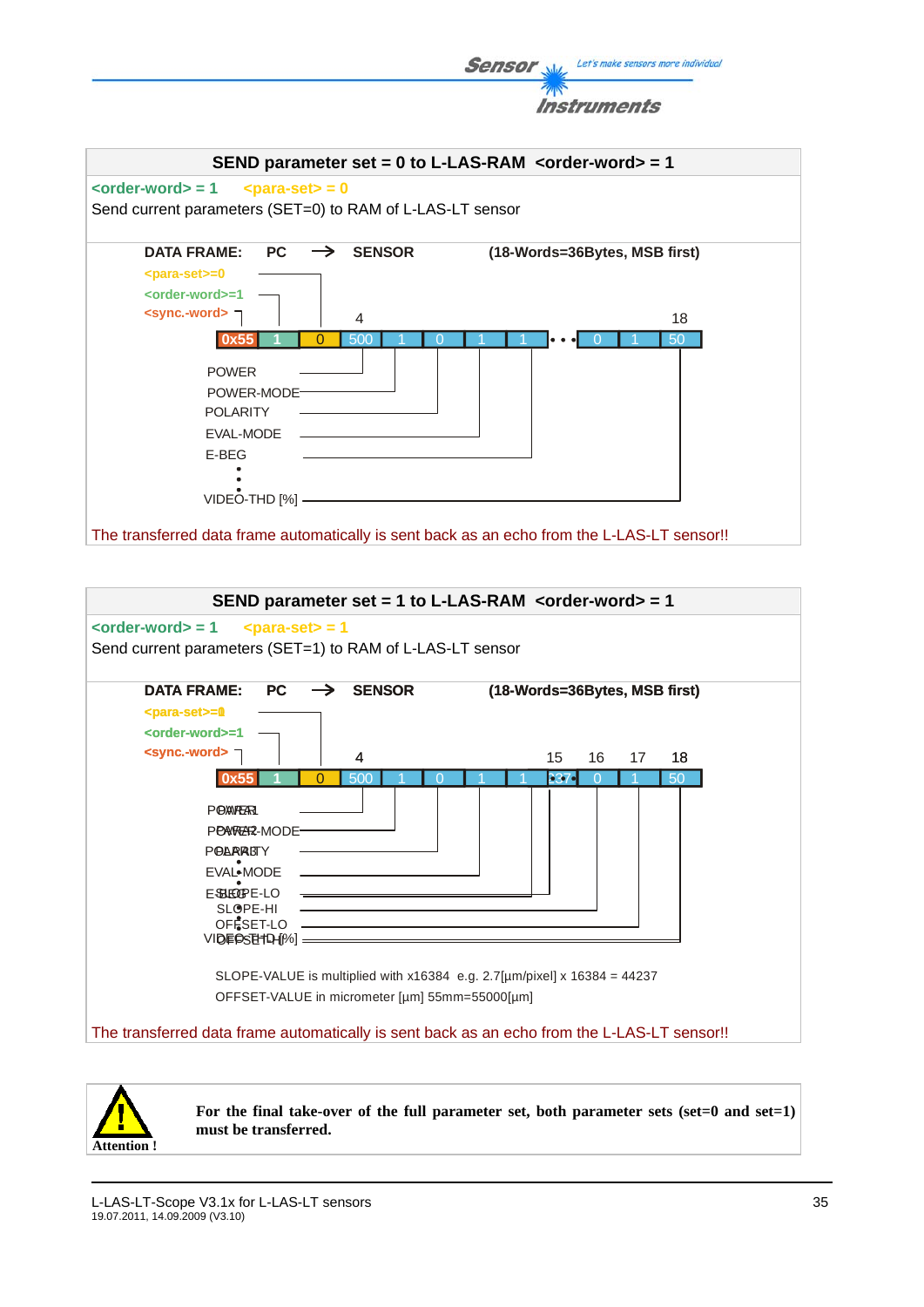## SEND parameter set = 0 to L-LAS-RAM <order-word> = 1

<order-word> = 1 <para-set> = 0

Send current parameters (SET=0) to RAM of L-LAS-LT sensor

**DATA FRAME: PC → SENSOR (18-Words=36Bytes, MSB first)**

<para-set>=0
<order-word>=1
<sync.-word>

| 0x55 | 1 | 0 | 500 | 1 | 0 | 1 | 1 | • • • | 0 | 1 | 50 |
|---|---|---|---|---|---|---|---|---|---|---|---|

Word 4 ... Word 18

- POWER
- POWER-MODE
- POLARITY
- EVAL-MODE
- E-BEG
- ⋮
- VIDEO-THD [%]

The transferred data frame automatically is sent back as an echo from the L-LAS-LT sensor!!

## SEND parameter set = 1 to L-LAS-RAM <order-word> = 1

<order-word> = 1 <para-set> = 1

Send current parameters (SET=1) to RAM of L-LAS-LT sensor

**DATA FRAME: PC → SENSOR (18-Words=36Bytes, MSB first)**

<para-set>=1
<order-word>=1
<sync.-word>

| 0x55 | 1 | 0 | 500 | 1 | 0 | 1 | 1 | 237 | 0 | 1 | 50 |
|---|---|---|---|---|---|---|---|---|---|---|---|

Word 4 ... Words 15, 16, 17, 18

- POWER
- POWER-MODE
- POLARITY
- EVAL-MODE
- E-BEG
- ⋮
- SLOPE-LO
- SLOPE-HI
- OFFSET-LO
- OFFSET-HI

SLOPE-VALUE is multiplied with x16384 e.g. 2.7[µm/pixel] x 16384 = 44237

OFFSET-VALUE in micrometer [µm] 55mm=55000[µm]

The transferred data frame automatically is sent back as an echo from the L-LAS-LT sensor!!

**Attention !**

**For the final take-over of the full parameter set, both parameter sets (set=0 and set=1) must be transferred.**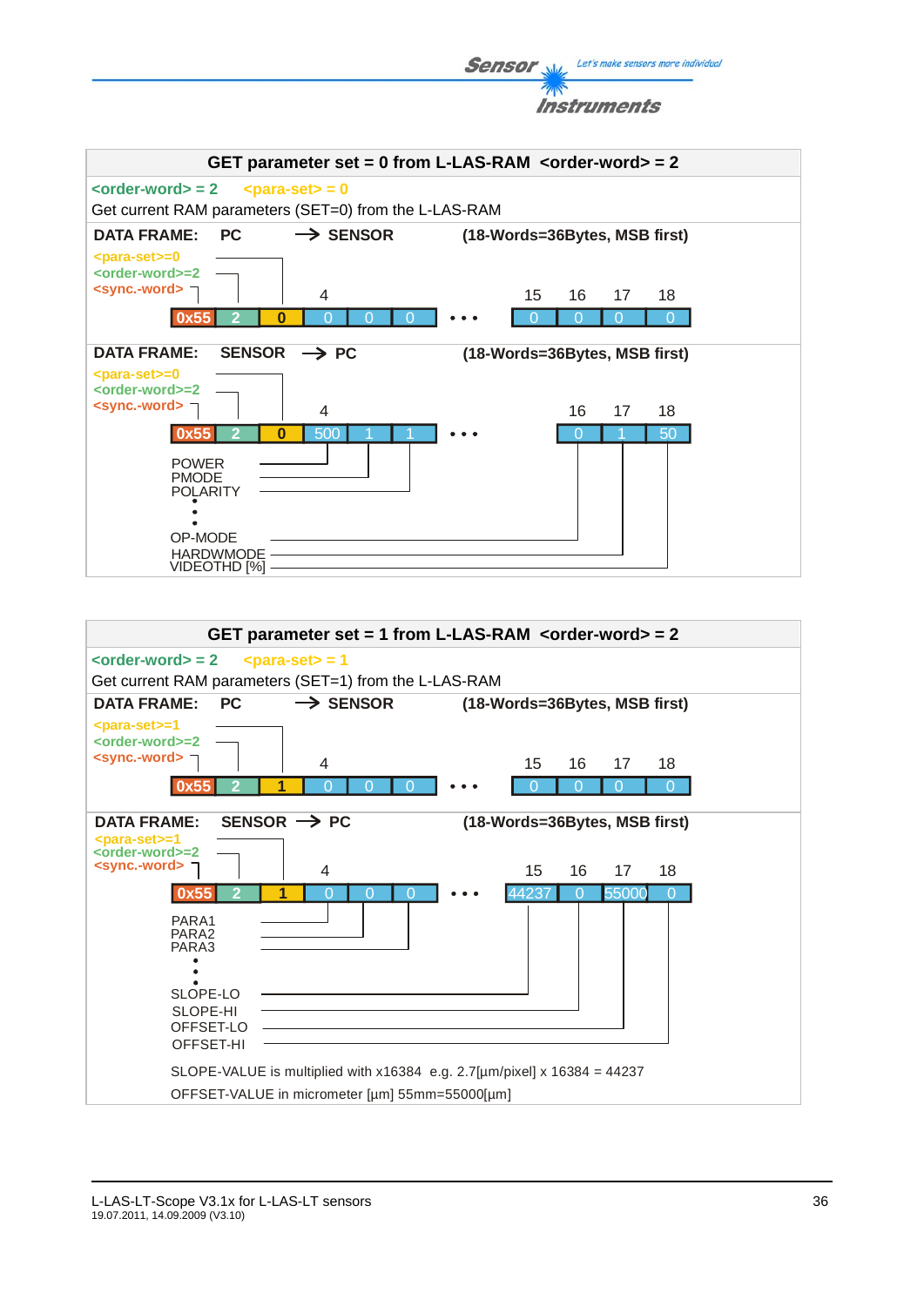## GET parameter set = 0 from L-LAS-RAM <order-word> = 2

<order-word> = 2 <para-set> = 0

Get current RAM parameters (SET=0) from the L-LAS-RAM

**DATA FRAME: PC → SENSOR (18-Words=36Bytes, MSB first)**

<para-set>=0
<order-word>=2
<sync.-word>

| | | | 4 | | | | 15 | 16 | 17 | 18 |
|---|---|---|---|---|---|---|---|---|---|---|
| 0x55 | 2 | 0 | 0 | 0 | 0 | • • • | 0 | 0 | 0 | 0 |

**DATA FRAME: SENSOR → PC (18-Words=36Bytes, MSB first)**

<para-set>=0
<order-word>=2
<sync.-word>

| | | | 4 | | | | 16 | 17 | 18 |
|---|---|---|---|---|---|---|---|---|---|
| 0x55 | 2 | 0 | 500 | 1 | 1 | • • • | 0 | 1 | 50 |

POWER
PMODE
POLARITY
•
•
OP-MODE
HARDWMODE
VIDEOTHD [%]

## GET parameter set = 1 from L-LAS-RAM <order-word> = 2

<order-word> = 2 <para-set> = 1

Get current RAM parameters (SET=1) from the L-LAS-RAM

**DATA FRAME: PC → SENSOR (18-Words=36Bytes, MSB first)**

<para-set>=1
<order-word>=2
<sync.-word>

| | | | 4 | | | | 15 | 16 | 17 | 18 |
|---|---|---|---|---|---|---|---|---|---|---|
| 0x55 | 2 | 1 | 0 | 0 | 0 | • • • | 0 | 0 | 0 | 0 |

**DATA FRAME: SENSOR → PC (18-Words=36Bytes, MSB first)**

<para-set>=1
<order-word>=2
<sync.-word>

| | | | 4 | | | | 15 | 16 | 17 | 18 |
|---|---|---|---|---|---|---|---|---|---|---|
| 0x55 | 2 | 1 | 0 | 0 | 0 | • • • | 44237 | 0 | 55000 | 0 |

PARA1
PARA2
PARA3
•
•
SLOPE-LO
SLOPE-HI
OFFSET-LO
OFFSET-HI

SLOPE-VALUE is multiplied with x16384 e.g. 2.7[µm/pixel] x 16384 = 44237

OFFSET-VALUE in micrometer [µm] 55mm=55000[µm]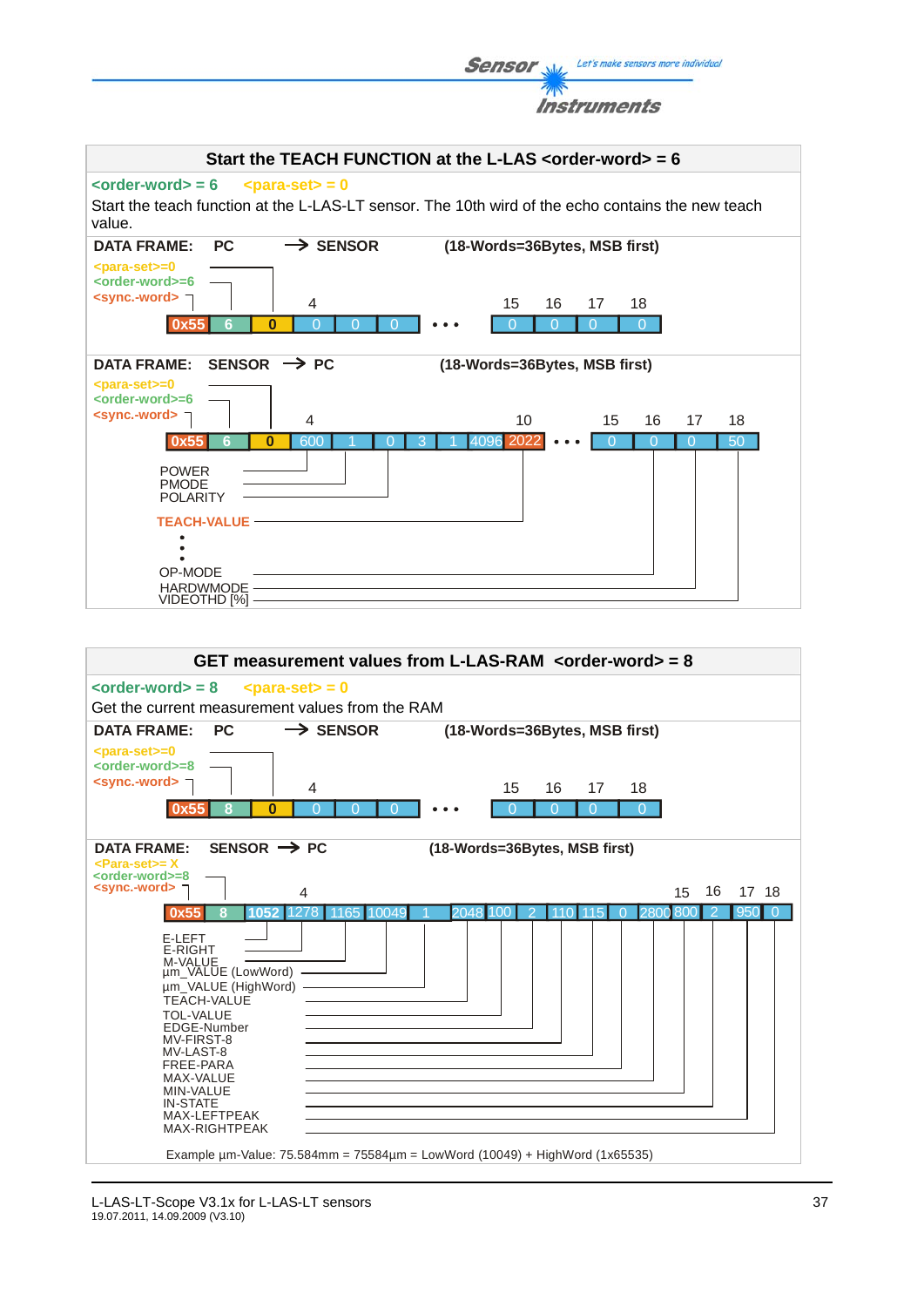## Start the TEACH FUNCTION at the L-LAS <order-word> = 6

<order-word> = 6 <para-set> = 0

Start the teach function at the L-LAS-LT sensor. The 10th wird of the echo contains the new teach value.

**DATA FRAME: PC → SENSOR (18-Words=36Bytes, MSB first)**

<para-set>=0
<order-word>=6
<sync.-word>

| | | | 4 | | | ... | 15 | 16 | 17 | 18 |
|---|---|---|---|---|---|---|---|---|---|---|
| 0x55 | 6 | 0 | 0 | 0 | 0 | • • • | 0 | 0 | 0 | 0 |

**DATA FRAME: SENSOR → PC (18-Words=36Bytes, MSB first)**

<para-set>=0
<order-word>=6
<sync.-word>

| | | | 4 | | | | | | 10 | ... | 15 | 16 | 17 | 18 |
|---|---|---|---|---|---|---|---|---|---|---|---|---|---|---|
| 0x55 | 6 | 0 | 600 | 1 | 0 | 3 | 1 | 4096 | 2022 | • • • | 0 | 0 | 0 | 50 |

POWER
PMODE
POLARITY

TEACH-VALUE

⋮

OP-MODE
HARDWMODE
VIDEOTHD [%]

## GET measurement values from L-LAS-RAM <order-word> = 8

<order-word> = 8 <para-set> = 0

Get the current measurement values from the RAM

**DATA FRAME: PC → SENSOR (18-Words=36Bytes, MSB first)**

<para-set>=0
<order-word>=8
<sync.-word>

| | | | 4 | | | ... | 15 | 16 | 17 | 18 |
|---|---|---|---|---|---|---|---|---|---|---|
| 0x55 | 8 | 0 | 0 | 0 | 0 | • • • | 0 | 0 | 0 | 0 |

**DATA FRAME: SENSOR → PC (18-Words=36Bytes, MSB first)**

<Para-set>= X
<order-word>=8
<sync.-word>

| | | | 4 | | | | | | | | | | | 15 | 16 | 17 | 18 |
|---|---|---|---|---|---|---|---|---|---|---|---|---|---|---|---|---|---|
| 0x55 | 8 | 1052 | 1278 | 1165 | 10049 | 1 | 2048 | 100 | 2 | 110 | 115 | 0 | 2800 | 800 | 2 | 950 | 0 |

E-LEFT
E-RIGHT
M-VALUE
µm_VALUE (LowWord)
µm_VALUE (HighWord)
TEACH-VALUE
TOL-VALUE
EDGE-Number
MV-FIRST-8
MV-LAST-8
FREE-PARA
MAX-VALUE
MIN-VALUE
IN-STATE
MAX-LEFTPEAK
MAX-RIGHTPEAK

Example µm-Value: 75.584mm = 75584µm = LowWord (10049) + HighWord (1x65535)

L-LAS-LT-Scope V3.1x for L-LAS-LT sensors
19.07.2011, 14.09.2009 (V3.10)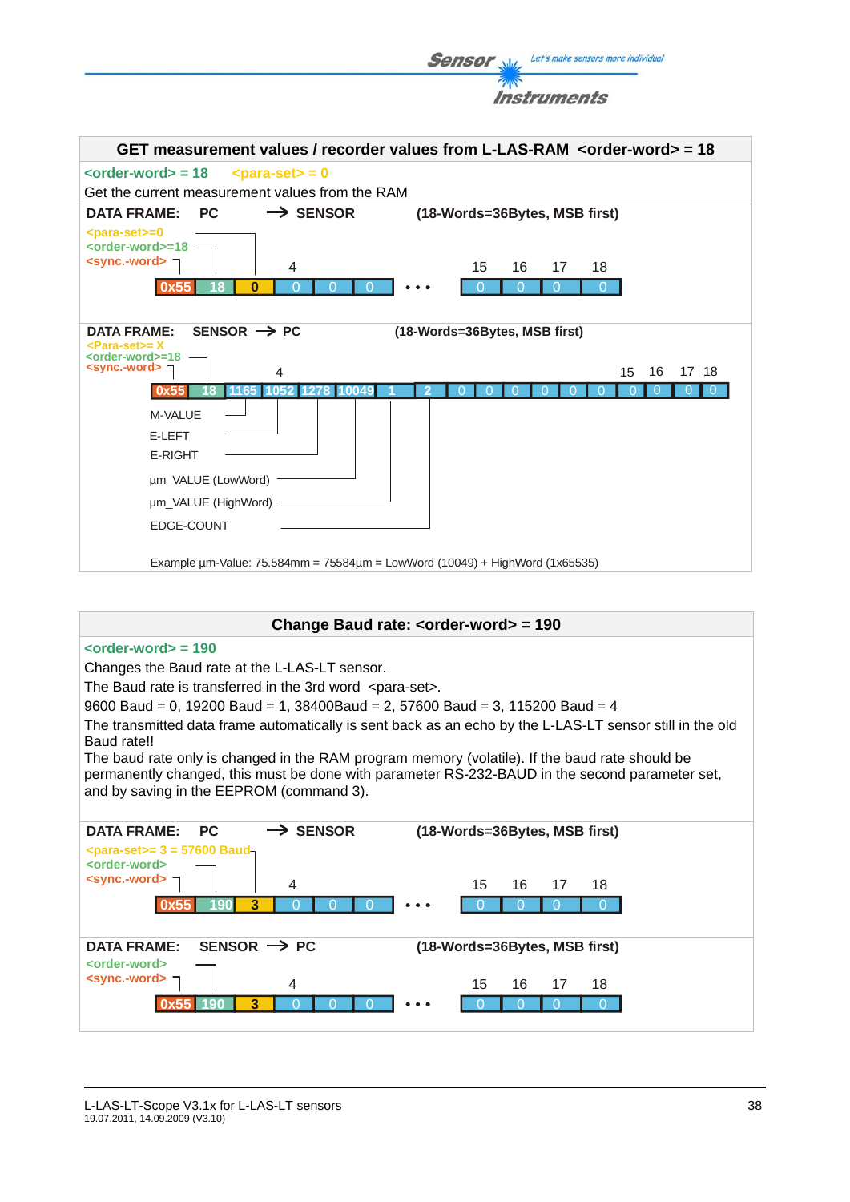## GET measurement values / recorder values from L-LAS-RAM <order-word> = 18

<order-word> = 18   <para-set> = 0

Get the current measurement values from the RAM

**DATA FRAME: PC → SENSOR** (18-Words=36Bytes, MSB first)

<para-set>=0
<order-word>=18
<sync.-word>

| 1 | 2 | 3 | 4 | 5 | 6 | ... | 15 | 16 | 17 | 18 |
|---|---|---|---|---|---|---|---|---|---|---|
| 0x55 | 18 | 0 | 0 | 0 | 0 | • • • | 0 | 0 | 0 | 0 |

**DATA FRAME: SENSOR → PC** (18-Words=36Bytes, MSB first)

<Para-set>= X
<order-word>=18
<sync.-word>

| 1 | 2 | 3 | 4 | 5 | 6 | 7 | 8 | 9 | 10 | 11 | 12 | 13 | 14 | 15 | 16 | 17 | 18 |
|---|---|---|---|---|---|---|---|---|---|---|---|---|---|---|---|---|---|
| 0x55 | 18 | 1165 | 1052 | 1278 | 10049 | 1 | 2 | 0 | 0 | 0 | 0 | 0 | 0 | 0 | 0 | 0 | 0 |

- M-VALUE (1165)
- E-LEFT (1052)
- E-RIGHT (1278)
- µm_VALUE (LowWord) (10049)
- µm_VALUE (HighWord) (1)
- EDGE-COUNT (2)

Example µm-Value: 75.584mm = 75584µm = LowWord (10049) + HighWord (1x65535)

## Change Baud rate: <order-word> = 190

<order-word> = 190

Changes the Baud rate at the L-LAS-LT sensor.

The Baud rate is transferred in the 3rd word <para-set>.

9600 Baud = 0, 19200 Baud = 1, 38400Baud = 2, 57600 Baud = 3, 115200 Baud = 4

The transmitted data frame automatically is sent back as an echo by the L-LAS-LT sensor still in the old Baud rate!!

The baud rate only is changed in the RAM program memory (volatile). If the baud rate should be permanently changed, this must be done with parameter RS-232-BAUD in the second parameter set, and by saving in the EEPROM (command 3).

**DATA FRAME: PC → SENSOR** (18-Words=36Bytes, MSB first)

<para-set>= 3 = 57600 Baud
<order-word>
<sync.-word>

| 1 | 2 | 3 | 4 | 5 | 6 | ... | 15 | 16 | 17 | 18 |
|---|---|---|---|---|---|---|---|---|---|---|
| 0x55 | 190 | 3 | 0 | 0 | 0 | • • • | 0 | 0 | 0 | 0 |

**DATA FRAME: SENSOR → PC** (18-Words=36Bytes, MSB first)

<order-word>
<sync.-word>

| 1 | 2 | 3 | 4 | 5 | 6 | ... | 15 | 16 | 17 | 18 |
|---|---|---|---|---|---|---|---|---|---|---|
| 0x55 | 190 | 3 | 0 | 0 | 0 | • • • | 0 | 0 | 0 | 0 |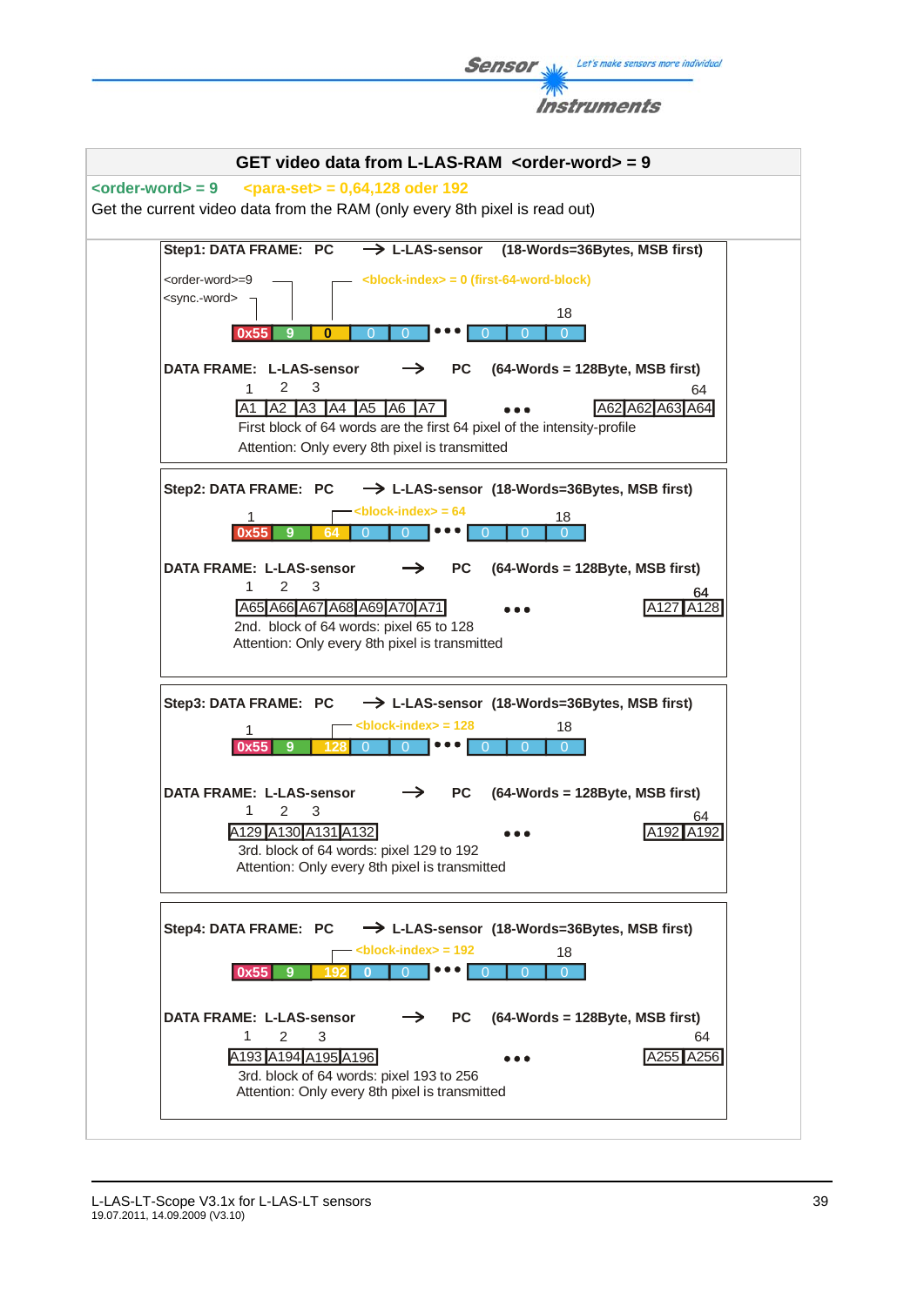## GET video data from L-LAS-RAM <order-word> = 9

<order-word> = 9 <para-set> = 0,64,128 oder 192

Get the current video data from the RAM (only every 8th pixel is read out)

**Step1: DATA FRAME: PC → L-LAS-sensor (18-Words=36Bytes, MSB first)**

<order-word>=9

<sync.-word>

<block-index> = 0 (first-64-word-block)

18

0x55 | 9 | 0 | 0 | 0 ••• 0 | 0 | 0

**DATA FRAME: L-LAS-sensor → PC (64-Words = 128Byte, MSB first)**

1 2 3 ... 64

A1 A2 A3 A4 A5 A6 A7 ••• A62 A62 A63 A64

First block of 64 words are the first 64 pixel of the intensity-profile

Attention: Only every 8th pixel is transmitted

**Step2: DATA FRAME: PC → L-LAS-sensor (18-Words=36Bytes, MSB first)**

1 <block-index> = 64 18

0x55 | 9 | 64 | 0 | 0 ••• 0 | 0 | 0

**DATA FRAME: L-LAS-sensor → PC (64-Words = 128Byte, MSB first)**

1 2 3 ... 64

A65 A66 A67 A68 A69 A70 A71 ••• A127 A128

2nd. block of 64 words: pixel 65 to 128

Attention: Only every 8th pixel is transmitted

**Step3: DATA FRAME: PC → L-LAS-sensor (18-Words=36Bytes, MSB first)**

1 <block-index> = 128 18

0x55 | 9 | 128 | 0 | 0 ••• 0 | 0 | 0

**DATA FRAME: L-LAS-sensor → PC (64-Words = 128Byte, MSB first)**

1 2 3 ... 64

A129 A130 A131 A132 ••• A192 A192

3rd. block of 64 words: pixel 129 to 192

Attention: Only every 8th pixel is transmitted

**Step4: DATA FRAME: PC → L-LAS-sensor (18-Words=36Bytes, MSB first)**

<block-index> = 192 18

0x55 | 9 | 192 | 0 | 0 ••• 0 | 0 | 0

**DATA FRAME: L-LAS-sensor → PC (64-Words = 128Byte, MSB first)**

1 2 3 ... 64

A193 A194 A195 A196 ••• A255 A256

3rd. block of 64 words: pixel 193 to 256

Attention: Only every 8th pixel is transmitted